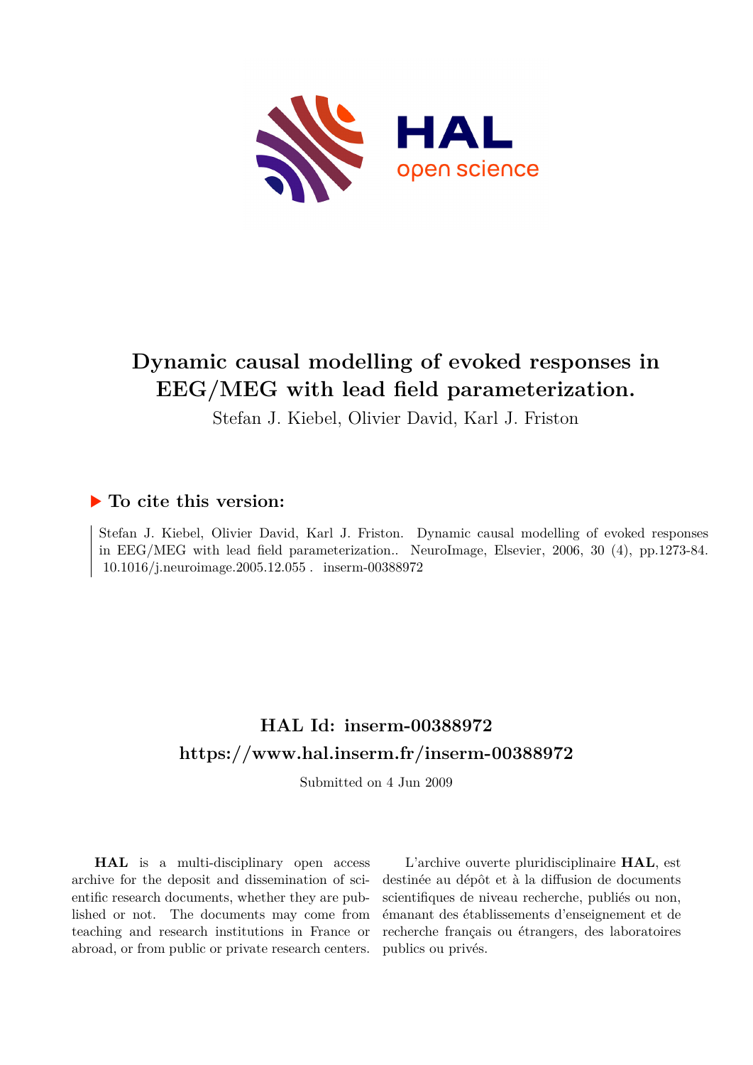# Dynamic causal modelling of evoked responses in EEG/MEG with lead field parameterization.

Stefan J. Kiebel, Olivier David, Karl J. Friston

## ▶ To cite this version:

Stefan J. Kiebel, Olivier David, Karl J. Friston. Dynamic causal modelling of evoked responses in EEG/MEG with lead field parameterization.. NeuroImage, Elsevier, 2006, 30 (4), pp.1273-84. 10.1016/j.neuroimage.2005.12.055 . inserm-00388972

## HAL Id: inserm-00388972
## https://www.hal.inserm.fr/inserm-00388972

Submitted on 4 Jun 2009

**HAL** is a multi-disciplinary open access archive for the deposit and dissemination of scientific research documents, whether they are published or not. The documents may come from teaching and research institutions in France or abroad, or from public or private research centers.

L'archive ouverte pluridisciplinaire **HAL**, est destinée au dépôt et à la diffusion de documents scientifiques de niveau recherche, publiés ou non, émanant des établissements d'enseignement et de recherche français ou étrangers, des laboratoires publics ou privés.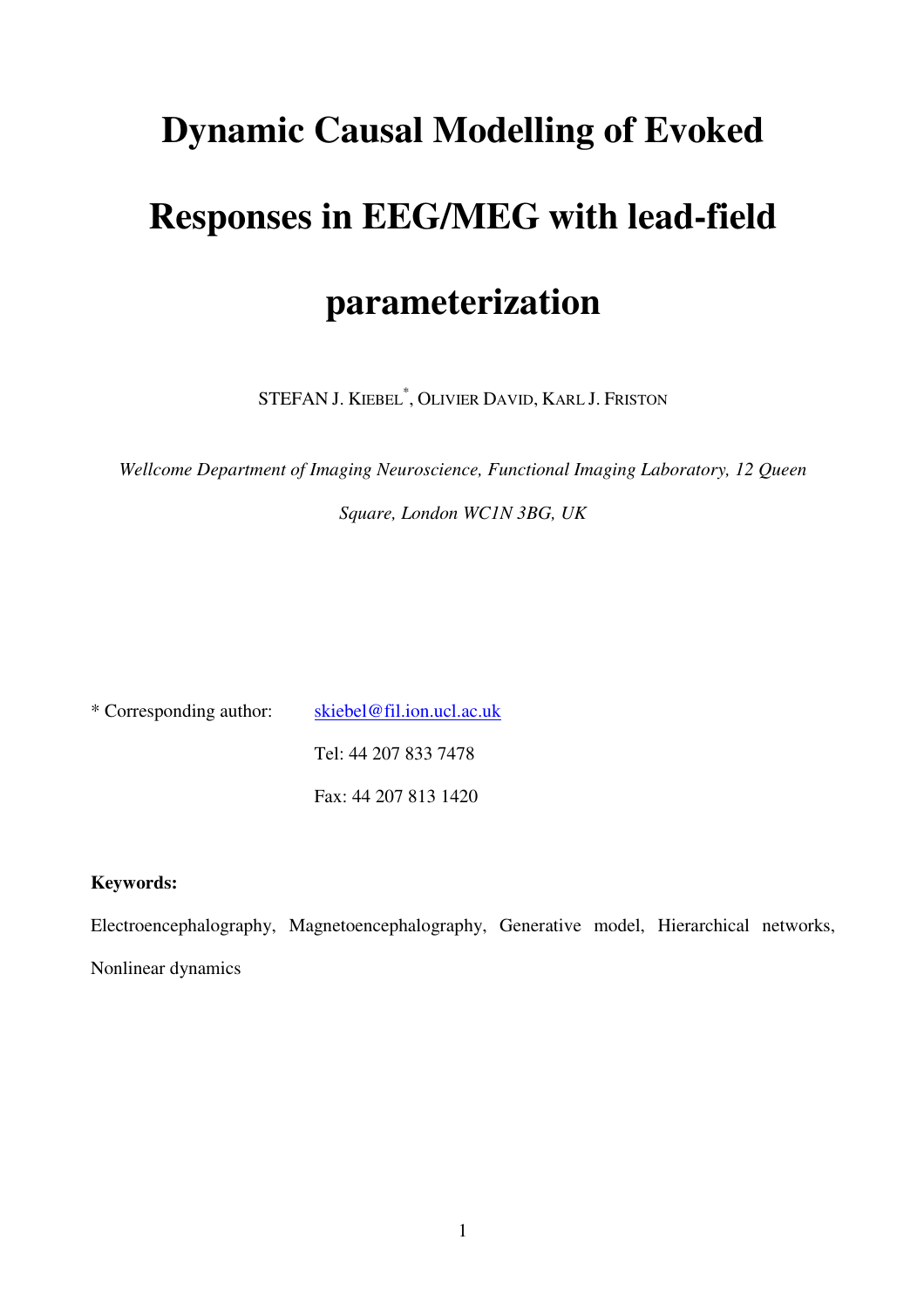# Dynamic Causal Modelling of Evoked Responses in EEG/MEG with lead-field parameterization

STEFAN J. KIEBEL*, OLIVIER DAVID, KARL J. FRISTON

*Wellcome Department of Imaging Neuroscience, Functional Imaging Laboratory, 12 Queen Square, London WC1N 3BG, UK*

\* Corresponding author: skiebel@fil.ion.ucl.ac.uk

Tel: 44 207 833 7478

Fax: 44 207 813 1420

**Keywords:**

Electroencephalography, Magnetoencephalography, Generative model, Hierarchical networks, Nonlinear dynamics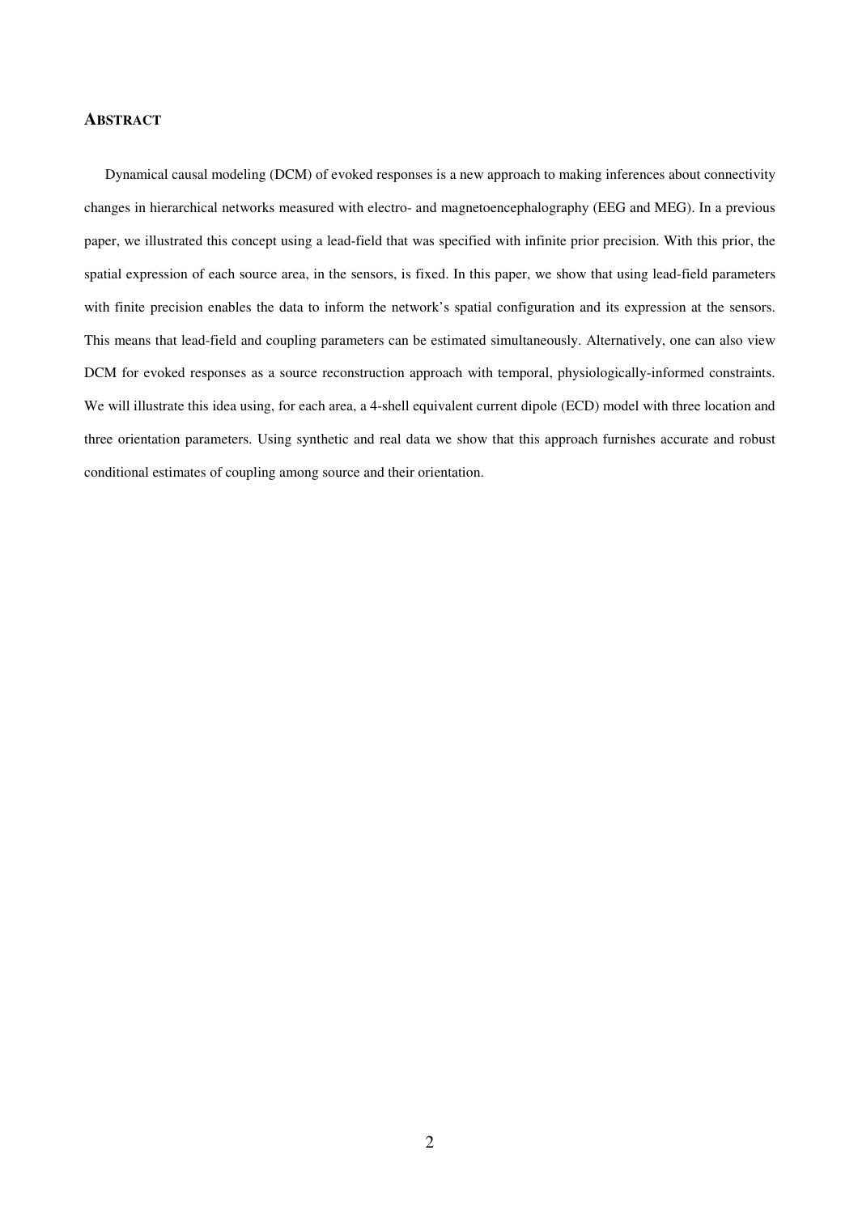## ABSTRACT

Dynamical causal modeling (DCM) of evoked responses is a new approach to making inferences about connectivity changes in hierarchical networks measured with electro- and magnetoencephalography (EEG and MEG). In a previous paper, we illustrated this concept using a lead-field that was specified with infinite prior precision. With this prior, the spatial expression of each source area, in the sensors, is fixed. In this paper, we show that using lead-field parameters with finite precision enables the data to inform the network's spatial configuration and its expression at the sensors. This means that lead-field and coupling parameters can be estimated simultaneously. Alternatively, one can also view DCM for evoked responses as a source reconstruction approach with temporal, physiologically-informed constraints. We will illustrate this idea using, for each area, a 4-shell equivalent current dipole (ECD) model with three location and three orientation parameters. Using synthetic and real data we show that this approach furnishes accurate and robust conditional estimates of coupling among source and their orientation.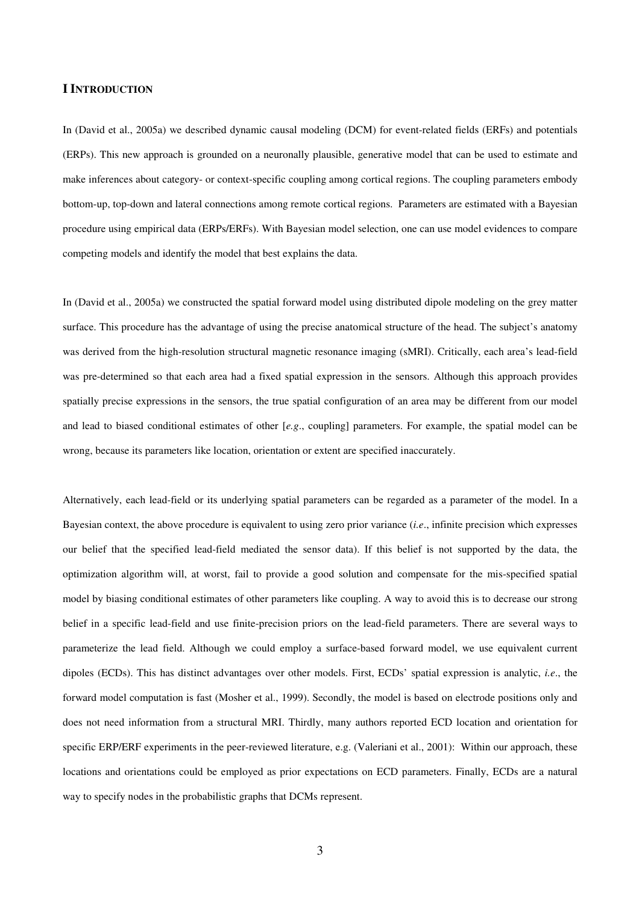# I INTRODUCTION

In (David et al., 2005a) we described dynamic causal modeling (DCM) for event-related fields (ERFs) and potentials (ERPs). This new approach is grounded on a neuronally plausible, generative model that can be used to estimate and make inferences about category- or context-specific coupling among cortical regions. The coupling parameters embody bottom-up, top-down and lateral connections among remote cortical regions. Parameters are estimated with a Bayesian procedure using empirical data (ERPs/ERFs). With Bayesian model selection, one can use model evidences to compare competing models and identify the model that best explains the data.

In (David et al., 2005a) we constructed the spatial forward model using distributed dipole modeling on the grey matter surface. This procedure has the advantage of using the precise anatomical structure of the head. The subject's anatomy was derived from the high-resolution structural magnetic resonance imaging (sMRI). Critically, each area's lead-field was pre-determined so that each area had a fixed spatial expression in the sensors. Although this approach provides spatially precise expressions in the sensors, the true spatial configuration of an area may be different from our model and lead to biased conditional estimates of other [*e.g*., coupling] parameters. For example, the spatial model can be wrong, because its parameters like location, orientation or extent are specified inaccurately.

Alternatively, each lead-field or its underlying spatial parameters can be regarded as a parameter of the model. In a Bayesian context, the above procedure is equivalent to using zero prior variance (*i.e*., infinite precision which expresses our belief that the specified lead-field mediated the sensor data). If this belief is not supported by the data, the optimization algorithm will, at worst, fail to provide a good solution and compensate for the mis-specified spatial model by biasing conditional estimates of other parameters like coupling. A way to avoid this is to decrease our strong belief in a specific lead-field and use finite-precision priors on the lead-field parameters. There are several ways to parameterize the lead field. Although we could employ a surface-based forward model, we use equivalent current dipoles (ECDs). This has distinct advantages over other models. First, ECDs' spatial expression is analytic, *i.e*., the forward model computation is fast (Mosher et al., 1999). Secondly, the model is based on electrode positions only and does not need information from a structural MRI. Thirdly, many authors reported ECD location and orientation for specific ERP/ERF experiments in the peer-reviewed literature, e.g. (Valeriani et al., 2001): Within our approach, these locations and orientations could be employed as prior expectations on ECD parameters. Finally, ECDs are a natural way to specify nodes in the probabilistic graphs that DCMs represent.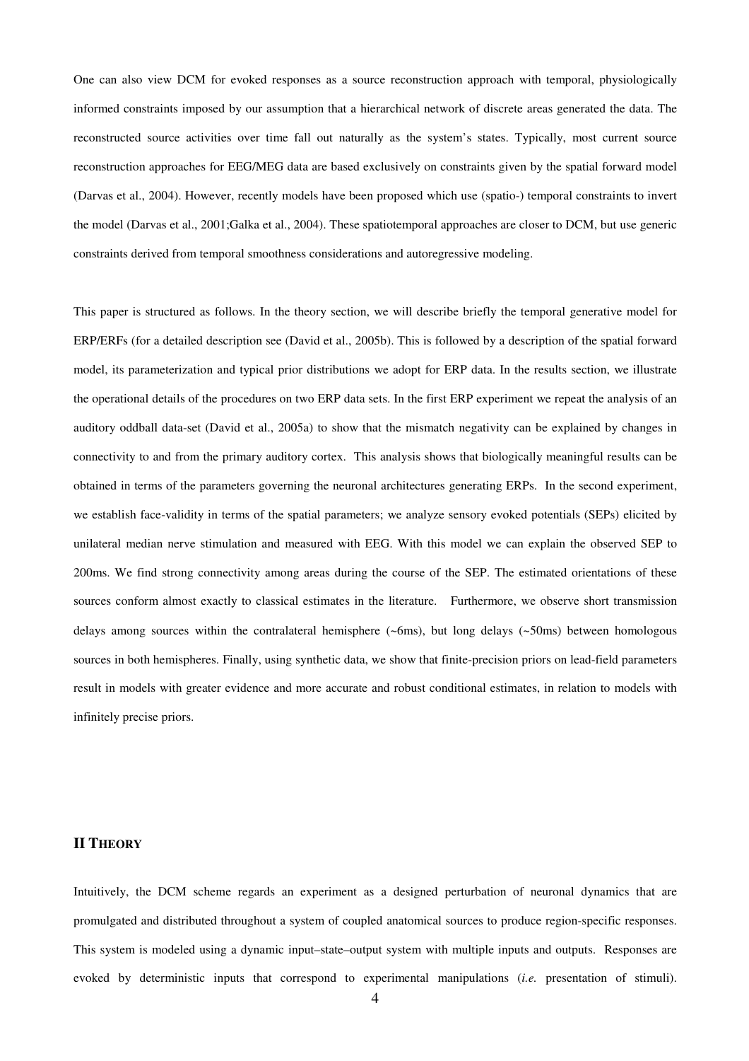One can also view DCM for evoked responses as a source reconstruction approach with temporal, physiologically informed constraints imposed by our assumption that a hierarchical network of discrete areas generated the data. The reconstructed source activities over time fall out naturally as the system's states. Typically, most current source reconstruction approaches for EEG/MEG data are based exclusively on constraints given by the spatial forward model (Darvas et al., 2004). However, recently models have been proposed which use (spatio-) temporal constraints to invert the model (Darvas et al., 2001;Galka et al., 2004). These spatiotemporal approaches are closer to DCM, but use generic constraints derived from temporal smoothness considerations and autoregressive modeling.

This paper is structured as follows. In the theory section, we will describe briefly the temporal generative model for ERP/ERFs (for a detailed description see (David et al., 2005b). This is followed by a description of the spatial forward model, its parameterization and typical prior distributions we adopt for ERP data. In the results section, we illustrate the operational details of the procedures on two ERP data sets. In the first ERP experiment we repeat the analysis of an auditory oddball data-set (David et al., 2005a) to show that the mismatch negativity can be explained by changes in connectivity to and from the primary auditory cortex. This analysis shows that biologically meaningful results can be obtained in terms of the parameters governing the neuronal architectures generating ERPs. In the second experiment, we establish face-validity in terms of the spatial parameters; we analyze sensory evoked potentials (SEPs) elicited by unilateral median nerve stimulation and measured with EEG. With this model we can explain the observed SEP to 200ms. We find strong connectivity among areas during the course of the SEP. The estimated orientations of these sources conform almost exactly to classical estimates in the literature. Furthermore, we observe short transmission delays among sources within the contralateral hemisphere (~6ms), but long delays (~50ms) between homologous sources in both hemispheres. Finally, using synthetic data, we show that finite-precision priors on lead-field parameters result in models with greater evidence and more accurate and robust conditional estimates, in relation to models with infinitely precise priors.

## II THEORY

Intuitively, the DCM scheme regards an experiment as a designed perturbation of neuronal dynamics that are promulgated and distributed throughout a system of coupled anatomical sources to produce region-specific responses. This system is modeled using a dynamic input–state–output system with multiple inputs and outputs. Responses are evoked by deterministic inputs that correspond to experimental manipulations (*i.e.* presentation of stimuli).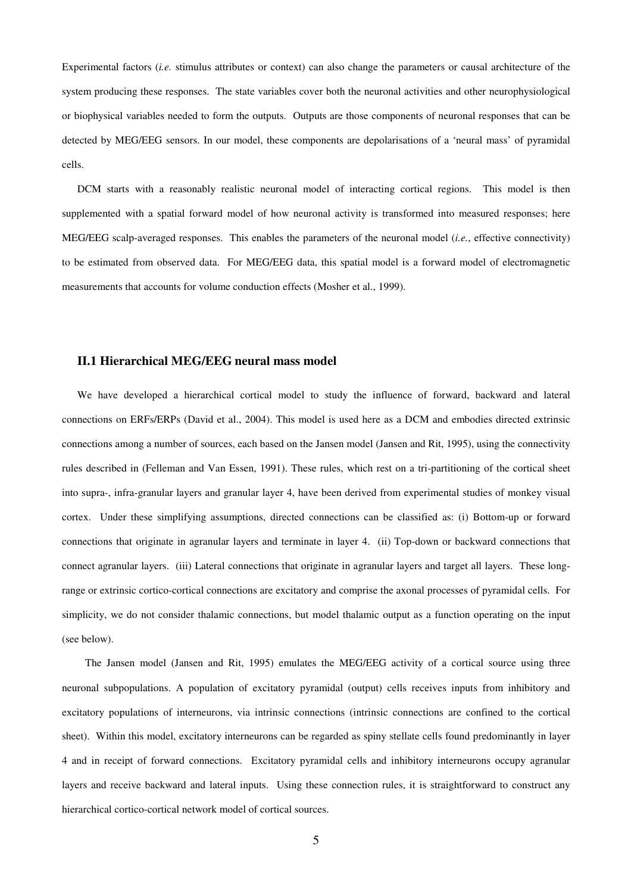Experimental factors (*i.e.* stimulus attributes or context) can also change the parameters or causal architecture of the system producing these responses. The state variables cover both the neuronal activities and other neurophysiological or biophysical variables needed to form the outputs. Outputs are those components of neuronal responses that can be detected by MEG/EEG sensors. In our model, these components are depolarisations of a 'neural mass' of pyramidal cells.

DCM starts with a reasonably realistic neuronal model of interacting cortical regions. This model is then supplemented with a spatial forward model of how neuronal activity is transformed into measured responses; here MEG/EEG scalp-averaged responses. This enables the parameters of the neuronal model (*i.e.*, effective connectivity) to be estimated from observed data. For MEG/EEG data, this spatial model is a forward model of electromagnetic measurements that accounts for volume conduction effects (Mosher et al., 1999).

### II.1 Hierarchical MEG/EEG neural mass model

We have developed a hierarchical cortical model to study the influence of forward, backward and lateral connections on ERFs/ERPs (David et al., 2004). This model is used here as a DCM and embodies directed extrinsic connections among a number of sources, each based on the Jansen model (Jansen and Rit, 1995), using the connectivity rules described in (Felleman and Van Essen, 1991). These rules, which rest on a tri-partitioning of the cortical sheet into supra-, infra-granular layers and granular layer 4, have been derived from experimental studies of monkey visual cortex. Under these simplifying assumptions, directed connections can be classified as: (i) Bottom-up or forward connections that originate in agranular layers and terminate in layer 4. (ii) Top-down or backward connections that connect agranular layers. (iii) Lateral connections that originate in agranular layers and target all layers. These long-range or extrinsic cortico-cortical connections are excitatory and comprise the axonal processes of pyramidal cells. For simplicity, we do not consider thalamic connections, but model thalamic output as a function operating on the input (see below).

The Jansen model (Jansen and Rit, 1995) emulates the MEG/EEG activity of a cortical source using three neuronal subpopulations. A population of excitatory pyramidal (output) cells receives inputs from inhibitory and excitatory populations of interneurons, via intrinsic connections (intrinsic connections are confined to the cortical sheet). Within this model, excitatory interneurons can be regarded as spiny stellate cells found predominantly in layer 4 and in receipt of forward connections. Excitatory pyramidal cells and inhibitory interneurons occupy agranular layers and receive backward and lateral inputs. Using these connection rules, it is straightforward to construct any hierarchical cortico-cortical network model of cortical sources.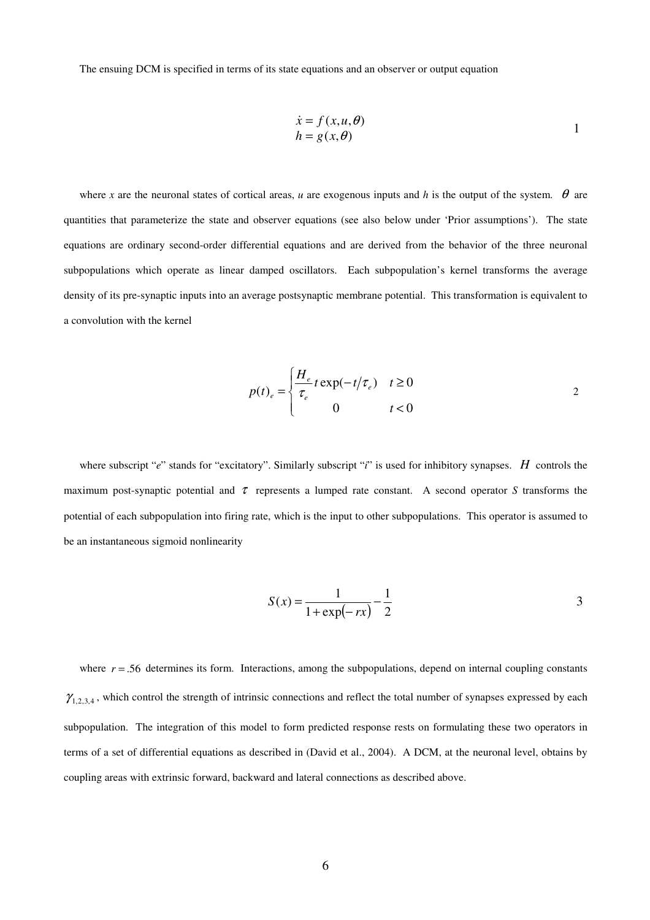The ensuing DCM is specified in terms of its state equations and an observer or output equation

$$
\begin{aligned}
\dot{x} &= f(x, u, \theta) \\
h &= g(x, \theta)
\end{aligned} \tag{1}
$$

where $x$ are the neuronal states of cortical areas, $u$ are exogenous inputs and $h$ is the output of the system. $\theta$ are quantities that parameterize the state and observer equations (see also below under 'Prior assumptions'). The state equations are ordinary second-order differential equations and are derived from the behavior of the three neuronal subpopulations which operate as linear damped oscillators. Each subpopulation's kernel transforms the average density of its pre-synaptic inputs into an average postsynaptic membrane potential. This transformation is equivalent to a convolution with the kernel

$$
p(t)_e = \begin{cases} \dfrac{H_e}{\tau_e} t \exp(-t/\tau_e) & t \geq 0 \\ 0 & t < 0 \end{cases} \tag{2}
$$

where subscript "*e*" stands for "excitatory". Similarly subscript "*i*" is used for inhibitory synapses. $H$ controls the maximum post-synaptic potential and $\tau$ represents a lumped rate constant. A second operator *S* transforms the potential of each subpopulation into firing rate, which is the input to other subpopulations. This operator is assumed to be an instantaneous sigmoid nonlinearity

$$
S(x) = \frac{1}{1 + \exp(-rx)} - \frac{1}{2} \tag{3}
$$

where $r = .56$ determines its form. Interactions, among the subpopulations, depend on internal coupling constants $\gamma_{1,2,3,4}$, which control the strength of intrinsic connections and reflect the total number of synapses expressed by each subpopulation. The integration of this model to form predicted response rests on formulating these two operators in terms of a set of differential equations as described in (David et al., 2004). A DCM, at the neuronal level, obtains by coupling areas with extrinsic forward, backward and lateral connections as described above.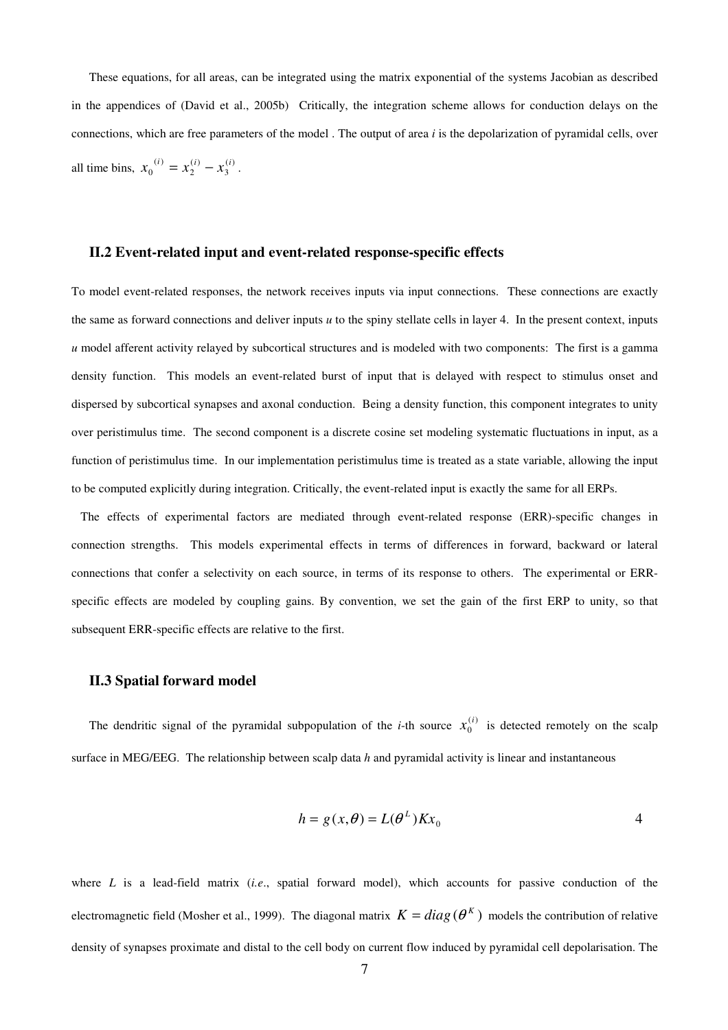These equations, for all areas, can be integrated using the matrix exponential of the systems Jacobian as described in the appendices of (David et al., 2005b) Critically, the integration scheme allows for conduction delays on the connections, which are free parameters of the model . The output of area *i* is the depolarization of pyramidal cells, over all time bins, $x_0^{(i)} = x_2^{(i)} - x_3^{(i)}$.

### II.2 Event-related input and event-related response-specific effects

To model event-related responses, the network receives inputs via input connections. These connections are exactly the same as forward connections and deliver inputs *u* to the spiny stellate cells in layer 4. In the present context, inputs *u* model afferent activity relayed by subcortical structures and is modeled with two components: The first is a gamma density function. This models an event-related burst of input that is delayed with respect to stimulus onset and dispersed by subcortical synapses and axonal conduction. Being a density function, this component integrates to unity over peristimulus time. The second component is a discrete cosine set modeling systematic fluctuations in input, as a function of peristimulus time. In our implementation peristimulus time is treated as a state variable, allowing the input to be computed explicitly during integration. Critically, the event-related input is exactly the same for all ERPs.

The effects of experimental factors are mediated through event-related response (ERR)-specific changes in connection strengths. This models experimental effects in terms of differences in forward, backward or lateral connections that confer a selectivity on each source, in terms of its response to others. The experimental or ERR-specific effects are modeled by coupling gains. By convention, we set the gain of the first ERP to unity, so that subsequent ERR-specific effects are relative to the first.

### II.3 Spatial forward model

The dendritic signal of the pyramidal subpopulation of the *i*-th source $x_0^{(i)}$ is detected remotely on the scalp surface in MEG/EEG. The relationship between scalp data *h* and pyramidal activity is linear and instantaneous

$$h = g(x, \theta) = L(\theta^L) K x_0 \qquad 4$$

where *L* is a lead-field matrix (*i.e.*, spatial forward model), which accounts for passive conduction of the electromagnetic field (Mosher et al., 1999). The diagonal matrix $K = diag(\theta^K)$ models the contribution of relative density of synapses proximate and distal to the cell body on current flow induced by pyramidal cell depolarisation. The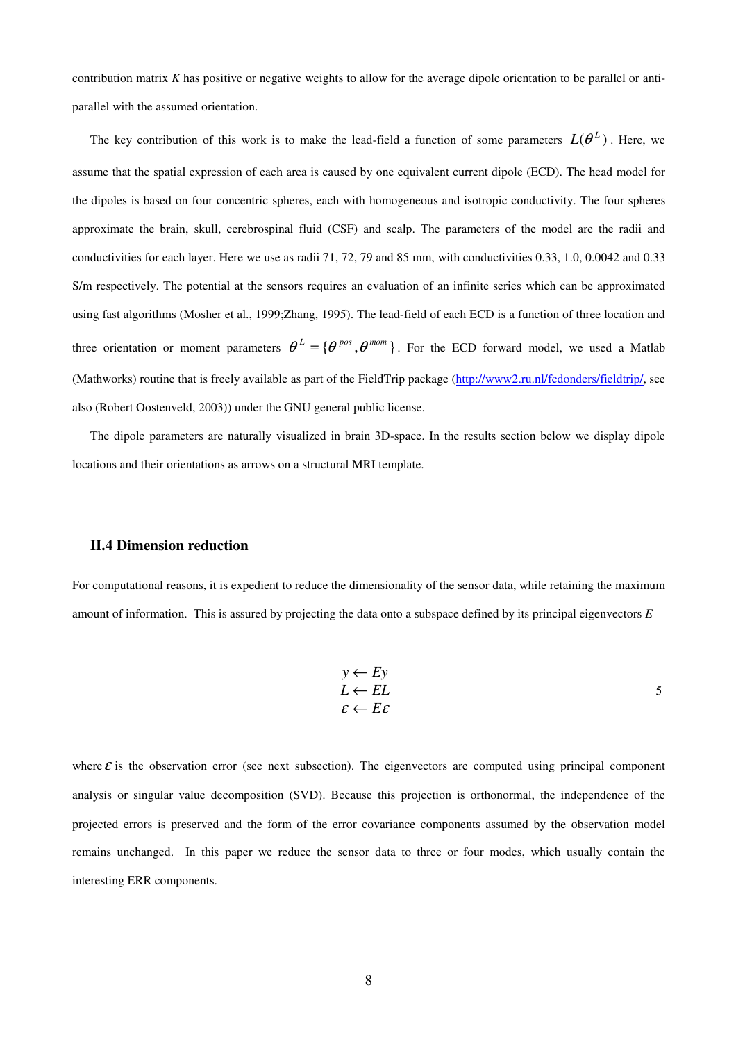contribution matrix $K$ has positive or negative weights to allow for the average dipole orientation to be parallel or anti-parallel with the assumed orientation.

The key contribution of this work is to make the lead-field a function of some parameters $L(\theta^L)$. Here, we assume that the spatial expression of each area is caused by one equivalent current dipole (ECD). The head model for the dipoles is based on four concentric spheres, each with homogeneous and isotropic conductivity. The four spheres approximate the brain, skull, cerebrospinal fluid (CSF) and scalp. The parameters of the model are the radii and conductivities for each layer. Here we use as radii 71, 72, 79 and 85 mm, with conductivities 0.33, 1.0, 0.0042 and 0.33 S/m respectively. The potential at the sensors requires an evaluation of an infinite series which can be approximated using fast algorithms (Mosher et al., 1999;Zhang, 1995). The lead-field of each ECD is a function of three location and three orientation or moment parameters $\theta^L = \{\theta^{pos}, \theta^{mom}\}$. For the ECD forward model, we used a Matlab (Mathworks) routine that is freely available as part of the FieldTrip package (http://www2.ru.nl/fcdonders/fieldtrip/, see also (Robert Oostenveld, 2003)) under the GNU general public license.

The dipole parameters are naturally visualized in brain 3D-space. In the results section below we display dipole locations and their orientations as arrows on a structural MRI template.

### II.4 Dimension reduction

For computational reasons, it is expedient to reduce the dimensionality of the sensor data, while retaining the maximum amount of information. This is assured by projecting the data onto a subspace defined by its principal eigenvectors $E$

$$
\begin{aligned}
y &\leftarrow Ey \\
L &\leftarrow EL \\
\varepsilon &\leftarrow E\varepsilon
\end{aligned}
\tag{5}
$$

where $\varepsilon$ is the observation error (see next subsection). The eigenvectors are computed using principal component analysis or singular value decomposition (SVD). Because this projection is orthonormal, the independence of the projected errors is preserved and the form of the error covariance components assumed by the observation model remains unchanged. In this paper we reduce the sensor data to three or four modes, which usually contain the interesting ERR components.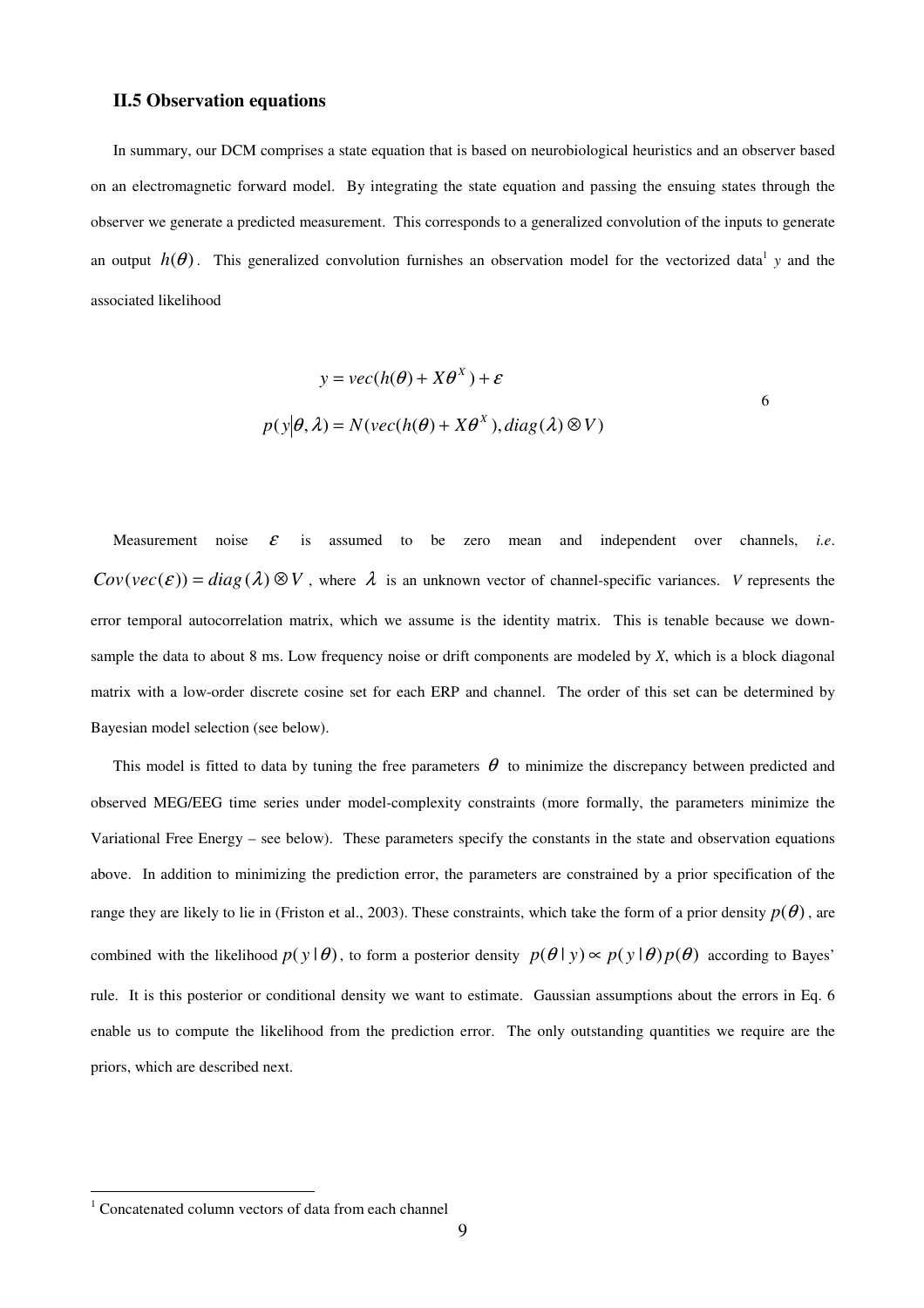### II.5 Observation equations

In summary, our DCM comprises a state equation that is based on neurobiological heuristics and an observer based on an electromagnetic forward model. By integrating the state equation and passing the ensuing states through the observer we generate a predicted measurement. This corresponds to a generalized convolution of the inputs to generate an output $h(\theta)$. This generalized convolution furnishes an observation model for the vectorized data[1] $y$ and the associated likelihood

$$
\begin{aligned}
y &= vec(h(\theta) + X\theta^X) + \varepsilon \\
p(y|\theta,\lambda) &= N(vec(h(\theta) + X\theta^X), diag(\lambda) \otimes V)
\end{aligned}
\qquad 6
$$

Measurement noise $\varepsilon$ is assumed to be zero mean and independent over channels, *i.e*. $Cov(vec(\varepsilon)) = diag(\lambda) \otimes V$, where $\lambda$ is an unknown vector of channel-specific variances. $V$ represents the error temporal autocorrelation matrix, which we assume is the identity matrix. This is tenable because we down-sample the data to about 8 ms. Low frequency noise or drift components are modeled by $X$, which is a block diagonal matrix with a low-order discrete cosine set for each ERP and channel. The order of this set can be determined by Bayesian model selection (see below).

This model is fitted to data by tuning the free parameters $\theta$ to minimize the discrepancy between predicted and observed MEG/EEG time series under model-complexity constraints (more formally, the parameters minimize the Variational Free Energy – see below). These parameters specify the constants in the state and observation equations above. In addition to minimizing the prediction error, the parameters are constrained by a prior specification of the range they are likely to lie in (Friston et al., 2003). These constraints, which take the form of a prior density $p(\theta)$, are combined with the likelihood $p(y|\theta)$, to form a posterior density $p(\theta|y) \propto p(y|\theta)p(\theta)$ according to Bayes' rule. It is this posterior or conditional density we want to estimate. Gaussian assumptions about the errors in Eq. 6 enable us to compute the likelihood from the prediction error. The only outstanding quantities we require are the priors, which are described next.

[1] Concatenated column vectors of data from each channel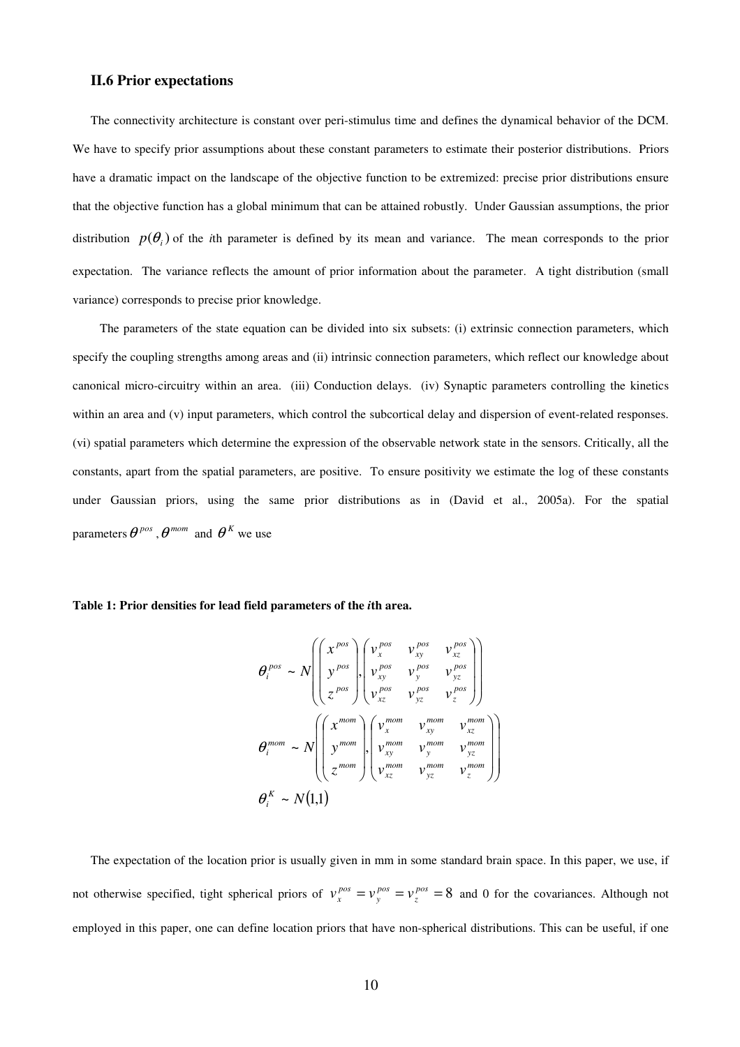### II.6 Prior expectations

The connectivity architecture is constant over peri-stimulus time and defines the dynamical behavior of the DCM. We have to specify prior assumptions about these constant parameters to estimate their posterior distributions. Priors have a dramatic impact on the landscape of the objective function to be extremized: precise prior distributions ensure that the objective function has a global minimum that can be attained robustly. Under Gaussian assumptions, the prior distribution $p(\theta_i)$ of the *i*th parameter is defined by its mean and variance. The mean corresponds to the prior expectation. The variance reflects the amount of prior information about the parameter. A tight distribution (small variance) corresponds to precise prior knowledge.

The parameters of the state equation can be divided into six subsets: (i) extrinsic connection parameters, which specify the coupling strengths among areas and (ii) intrinsic connection parameters, which reflect our knowledge about canonical micro-circuitry within an area. (iii) Conduction delays. (iv) Synaptic parameters controlling the kinetics within an area and (v) input parameters, which control the subcortical delay and dispersion of event-related responses. (vi) spatial parameters which determine the expression of the observable network state in the sensors. Critically, all the constants, apart from the spatial parameters, are positive. To ensure positivity we estimate the log of these constants under Gaussian priors, using the same prior distributions as in (David et al., 2005a). For the spatial parameters $\theta^{pos}$, $\theta^{mom}$ and $\theta^{K}$ we use

**Table 1: Prior densities for lead field parameters of the *i*th area.**

$$
\begin{aligned}
\theta_i^{pos} &\sim N\left( \begin{pmatrix} x^{pos} \\ y^{pos} \\ z^{pos} \end{pmatrix}, \begin{pmatrix} v_x^{pos} & v_{xy}^{pos} & v_{xz}^{pos} \\ v_{xy}^{pos} & v_y^{pos} & v_{yz}^{pos} \\ v_{xz}^{pos} & v_{yz}^{pos} & v_z^{pos} \end{pmatrix} \right) \\
\theta_i^{mom} &\sim N\left( \begin{pmatrix} x^{mom} \\ y^{mom} \\ z^{mom} \end{pmatrix}, \begin{pmatrix} v_x^{mom} & v_{xy}^{mom} & v_{xz}^{mom} \\ v_{xy}^{mom} & v_y^{mom} & v_{yz}^{mom} \\ v_{xz}^{mom} & v_{yz}^{mom} & v_z^{mom} \end{pmatrix} \right) \\
\theta_i^{K} &\sim N(1,1)
\end{aligned}
$$

The expectation of the location prior is usually given in mm in some standard brain space. In this paper, we use, if not otherwise specified, tight spherical priors of $v_x^{pos} = v_y^{pos} = v_z^{pos} = 8$ and 0 for the covariances. Although not employed in this paper, one can define location priors that have non-spherical distributions. This can be useful, if one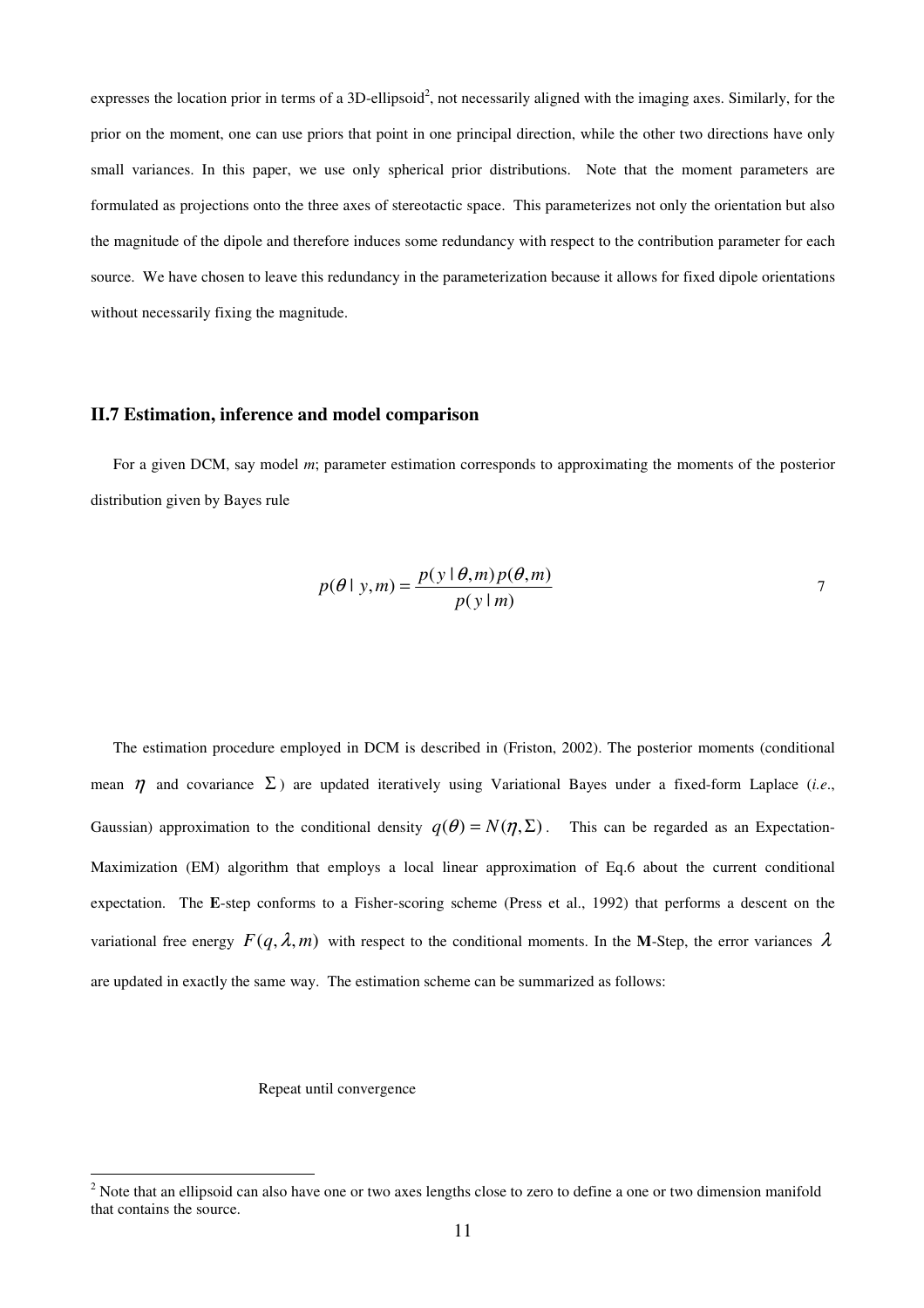expresses the location prior in terms of a 3D-ellipsoid[2], not necessarily aligned with the imaging axes. Similarly, for the prior on the moment, one can use priors that point in one principal direction, while the other two directions have only small variances. In this paper, we use only spherical prior distributions. Note that the moment parameters are formulated as projections onto the three axes of stereotactic space. This parameterizes not only the orientation but also the magnitude of the dipole and therefore induces some redundancy with respect to the contribution parameter for each source. We have chosen to leave this redundancy in the parameterization because it allows for fixed dipole orientations without necessarily fixing the magnitude.

### II.7 Estimation, inference and model comparison

For a given DCM, say model *m*; parameter estimation corresponds to approximating the moments of the posterior distribution given by Bayes rule

$$p(\theta \mid y, m) = \frac{p(y \mid \theta, m)\, p(\theta, m)}{p(y \mid m)} \qquad 7$$

The estimation procedure employed in DCM is described in (Friston, 2002). The posterior moments (conditional mean $\eta$ and covariance $\Sigma$) are updated iteratively using Variational Bayes under a fixed-form Laplace (*i.e.*, Gaussian) approximation to the conditional density $q(\theta) = N(\eta, \Sigma)$. This can be regarded as an Expectation-Maximization (EM) algorithm that employs a local linear approximation of Eq.6 about the current conditional expectation. The **E**-step conforms to a Fisher-scoring scheme (Press et al., 1992) that performs a descent on the variational free energy $F(q, \lambda, m)$ with respect to the conditional moments. In the **M**-Step, the error variances $\lambda$ are updated in exactly the same way. The estimation scheme can be summarized as follows:

Repeat until convergence

---

[2] Note that an ellipsoid can also have one or two axes lengths close to zero to define a one or two dimension manifold that contains the source.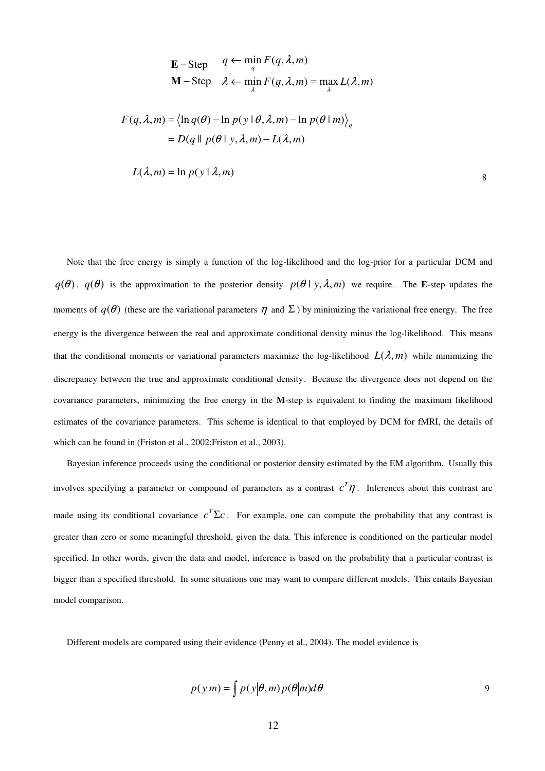$$
\begin{aligned}
&\mathbf{E}-\text{Step} \quad q \leftarrow \min_{q} F(q,\lambda,m) \\
&\mathbf{M}-\text{Step} \quad \lambda \leftarrow \min_{\lambda} F(q,\lambda,m) = \max_{\lambda} L(\lambda,m)
\end{aligned}
$$

$$
\begin{aligned}
F(q,\lambda,m) &= \left\langle \ln q(\theta) - \ln p(y \mid \theta,\lambda,m) - \ln p(\theta \mid m) \right\rangle_q \\
&= D(q \parallel p(\theta \mid y,\lambda,m) - L(\lambda,m)
\end{aligned}
$$

$$
L(\lambda,m) = \ln p(y \mid \lambda,m) \tag{8}
$$

Note that the free energy is simply a function of the log-likelihood and the log-prior for a particular DCM and $q(\theta)$. $q(\theta)$ is the approximation to the posterior density $p(\theta \mid y,\lambda,m)$ we require. The **E**-step updates the moments of $q(\theta)$ (these are the variational parameters $\eta$ and $\Sigma$) by minimizing the variational free energy. The free energy is the divergence between the real and approximate conditional density minus the log-likelihood. This means that the conditional moments or variational parameters maximize the log-likelihood $L(\lambda,m)$ while minimizing the discrepancy between the true and approximate conditional density. Because the divergence does not depend on the covariance parameters, minimizing the free energy in the **M**-step is equivalent to finding the maximum likelihood estimates of the covariance parameters. This scheme is identical to that employed by DCM for fMRI, the details of which can be found in (Friston et al., 2002;Friston et al., 2003).

Bayesian inference proceeds using the conditional or posterior density estimated by the EM algorithm. Usually this involves specifying a parameter or compound of parameters as a contrast $c^T\eta$. Inferences about this contrast are made using its conditional covariance $c^T\Sigma c$. For example, one can compute the probability that any contrast is greater than zero or some meaningful threshold, given the data. This inference is conditioned on the particular model specified. In other words, given the data and model, inference is based on the probability that a particular contrast is bigger than a specified threshold. In some situations one may want to compare different models. This entails Bayesian model comparison.

Different models are compared using their evidence (Penny et al., 2004). The model evidence is

$$
p(y|m) = \int p(y|\theta,m)\, p(\theta|m)\, d\theta \tag{9}
$$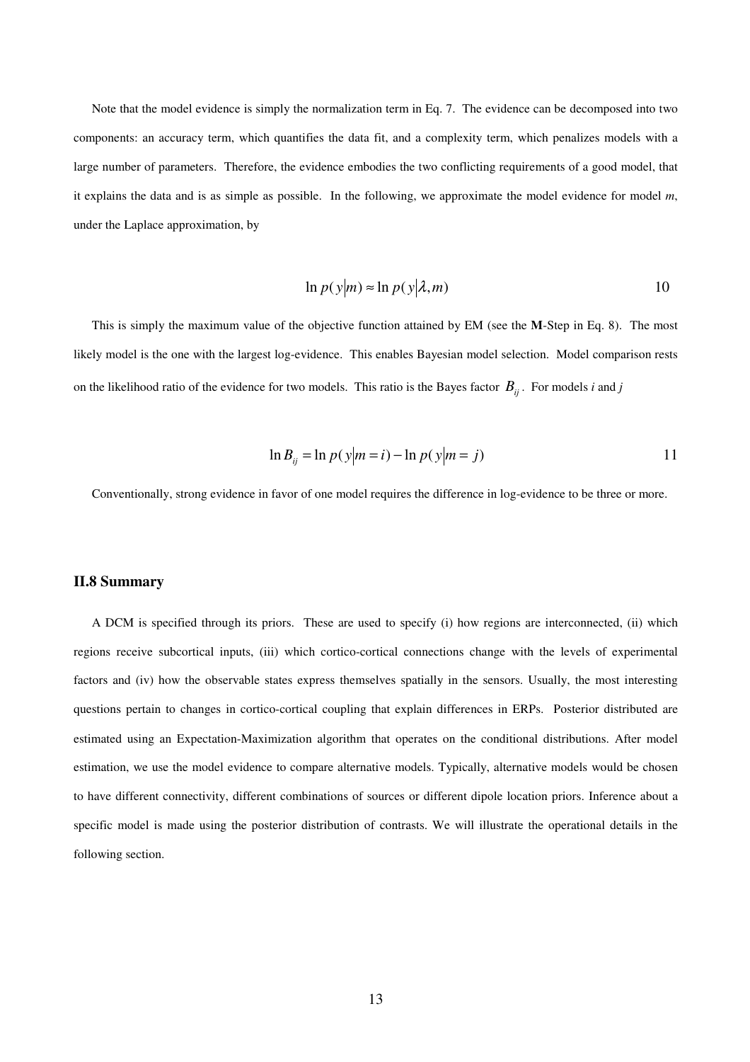Note that the model evidence is simply the normalization term in Eq. 7. The evidence can be decomposed into two components: an accuracy term, which quantifies the data fit, and a complexity term, which penalizes models with a large number of parameters. Therefore, the evidence embodies the two conflicting requirements of a good model, that it explains the data and is as simple as possible. In the following, we approximate the model evidence for model $m$, under the Laplace approximation, by

$$\ln p(y|m) \approx \ln p(y|\lambda, m) \tag{10}$$

This is simply the maximum value of the objective function attained by EM (see the **M**-Step in Eq. 8). The most likely model is the one with the largest log-evidence. This enables Bayesian model selection. Model comparison rests on the likelihood ratio of the evidence for two models. This ratio is the Bayes factor $B_{ij}$. For models $i$ and $j$

$$\ln B_{ij} = \ln p(y|m=i) - \ln p(y|m=j) \tag{11}$$

Conventionally, strong evidence in favor of one model requires the difference in log-evidence to be three or more.

## II.8 Summary

A DCM is specified through its priors. These are used to specify (i) how regions are interconnected, (ii) which regions receive subcortical inputs, (iii) which cortico-cortical connections change with the levels of experimental factors and (iv) how the observable states express themselves spatially in the sensors. Usually, the most interesting questions pertain to changes in cortico-cortical coupling that explain differences in ERPs. Posterior distributed are estimated using an Expectation-Maximization algorithm that operates on the conditional distributions. After model estimation, we use the model evidence to compare alternative models. Typically, alternative models would be chosen to have different connectivity, different combinations of sources or different dipole location priors. Inference about a specific model is made using the posterior distribution of contrasts. We will illustrate the operational details in the following section.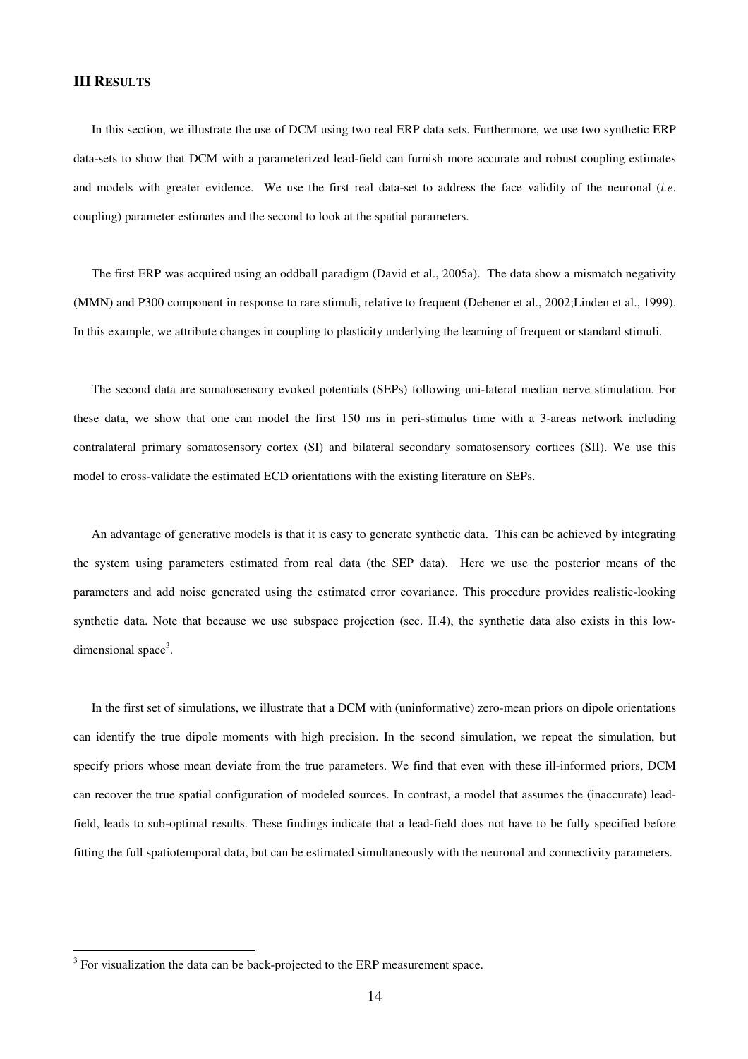## III RESULTS

In this section, we illustrate the use of DCM using two real ERP data sets. Furthermore, we use two synthetic ERP data-sets to show that DCM with a parameterized lead-field can furnish more accurate and robust coupling estimates and models with greater evidence. We use the first real data-set to address the face validity of the neuronal (*i.e*. coupling) parameter estimates and the second to look at the spatial parameters.

The first ERP was acquired using an oddball paradigm (David et al., 2005a). The data show a mismatch negativity (MMN) and P300 component in response to rare stimuli, relative to frequent (Debener et al., 2002;Linden et al., 1999). In this example, we attribute changes in coupling to plasticity underlying the learning of frequent or standard stimuli.

The second data are somatosensory evoked potentials (SEPs) following uni-lateral median nerve stimulation. For these data, we show that one can model the first 150 ms in peri-stimulus time with a 3-areas network including contralateral primary somatosensory cortex (SI) and bilateral secondary somatosensory cortices (SII). We use this model to cross-validate the estimated ECD orientations with the existing literature on SEPs.

An advantage of generative models is that it is easy to generate synthetic data. This can be achieved by integrating the system using parameters estimated from real data (the SEP data). Here we use the posterior means of the parameters and add noise generated using the estimated error covariance. This procedure provides realistic-looking synthetic data. Note that because we use subspace projection (sec. II.4), the synthetic data also exists in this low-dimensional space[3].

In the first set of simulations, we illustrate that a DCM with (uninformative) zero-mean priors on dipole orientations can identify the true dipole moments with high precision. In the second simulation, we repeat the simulation, but specify priors whose mean deviate from the true parameters. We find that even with these ill-informed priors, DCM can recover the true spatial configuration of modeled sources. In contrast, a model that assumes the (inaccurate) lead-field, leads to sub-optimal results. These findings indicate that a lead-field does not have to be fully specified before fitting the full spatiotemporal data, but can be estimated simultaneously with the neuronal and connectivity parameters.

[3] For visualization the data can be back-projected to the ERP measurement space.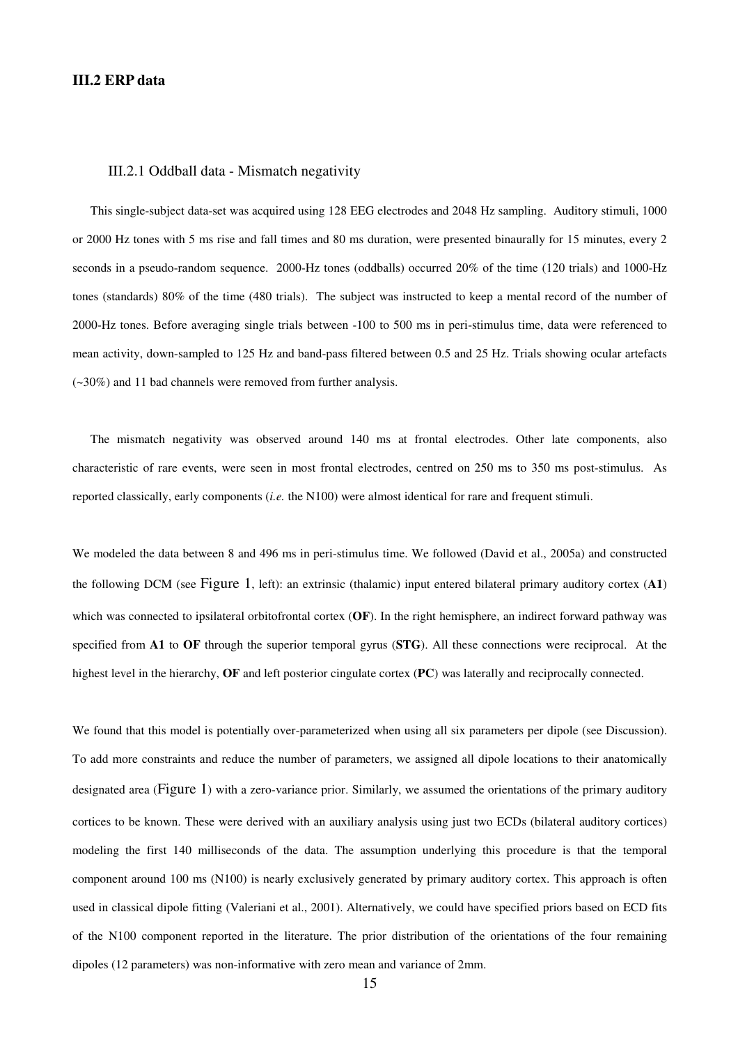### III.2 ERP data

#### III.2.1 Oddball data - Mismatch negativity

This single-subject data-set was acquired using 128 EEG electrodes and 2048 Hz sampling. Auditory stimuli, 1000 or 2000 Hz tones with 5 ms rise and fall times and 80 ms duration, were presented binaurally for 15 minutes, every 2 seconds in a pseudo-random sequence. 2000-Hz tones (oddballs) occurred 20% of the time (120 trials) and 1000-Hz tones (standards) 80% of the time (480 trials). The subject was instructed to keep a mental record of the number of 2000-Hz tones. Before averaging single trials between -100 to 500 ms in peri-stimulus time, data were referenced to mean activity, down-sampled to 125 Hz and band-pass filtered between 0.5 and 25 Hz. Trials showing ocular artefacts (~30%) and 11 bad channels were removed from further analysis.

The mismatch negativity was observed around 140 ms at frontal electrodes. Other late components, also characteristic of rare events, were seen in most frontal electrodes, centred on 250 ms to 350 ms post-stimulus. As reported classically, early components (*i.e.* the N100) were almost identical for rare and frequent stimuli.

We modeled the data between 8 and 496 ms in peri-stimulus time. We followed (David et al., 2005a) and constructed the following DCM (see Figure 1, left): an extrinsic (thalamic) input entered bilateral primary auditory cortex (**A1**) which was connected to ipsilateral orbitofrontal cortex (**OF**). In the right hemisphere, an indirect forward pathway was specified from **A1** to **OF** through the superior temporal gyrus (**STG**). All these connections were reciprocal. At the highest level in the hierarchy, **OF** and left posterior cingulate cortex (**PC**) was laterally and reciprocally connected.

We found that this model is potentially over-parameterized when using all six parameters per dipole (see Discussion). To add more constraints and reduce the number of parameters, we assigned all dipole locations to their anatomically designated area (Figure 1) with a zero-variance prior. Similarly, we assumed the orientations of the primary auditory cortices to be known. These were derived with an auxiliary analysis using just two ECDs (bilateral auditory cortices) modeling the first 140 milliseconds of the data. The assumption underlying this procedure is that the temporal component around 100 ms (N100) is nearly exclusively generated by primary auditory cortex. This approach is often used in classical dipole fitting (Valeriani et al., 2001). Alternatively, we could have specified priors based on ECD fits of the N100 component reported in the literature. The prior distribution of the orientations of the four remaining dipoles (12 parameters) was non-informative with zero mean and variance of 2mm.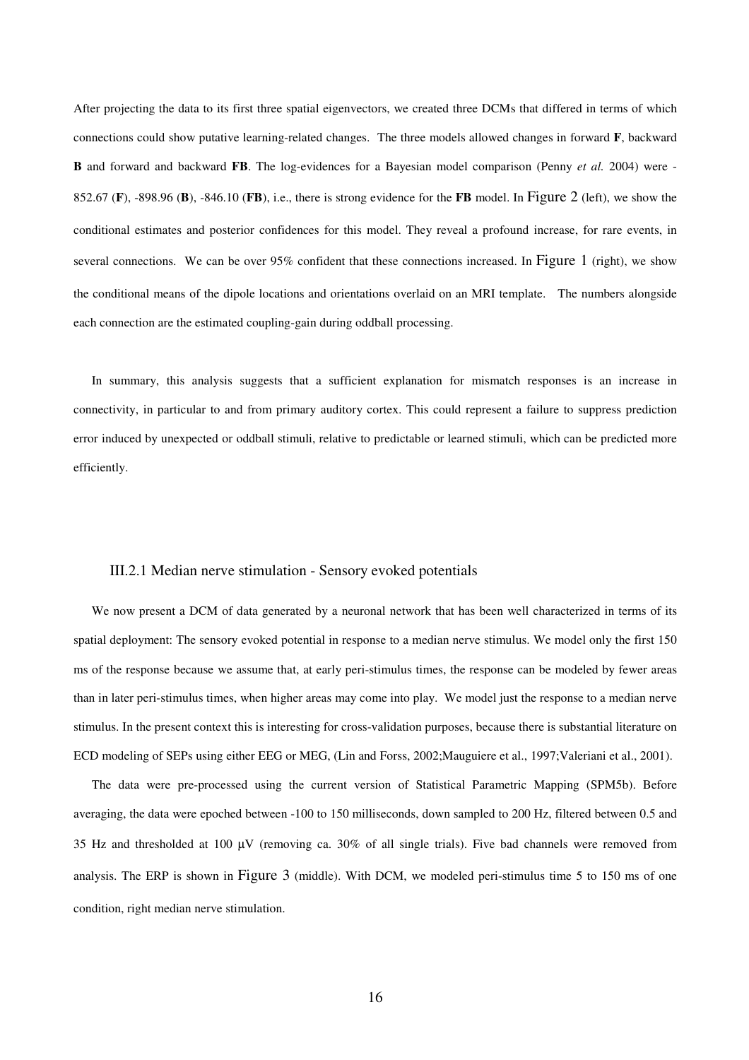After projecting the data to its first three spatial eigenvectors, we created three DCMs that differed in terms of which connections could show putative learning-related changes. The three models allowed changes in forward **F**, backward **B** and forward and backward **FB**. The log-evidences for a Bayesian model comparison (Penny *et al.* 2004) were -852.67 (**F**), -898.96 (**B**), -846.10 (**FB**), i.e., there is strong evidence for the **FB** model. In Figure 2 (left), we show the conditional estimates and posterior confidences for this model. They reveal a profound increase, for rare events, in several connections. We can be over 95% confident that these connections increased. In Figure 1 (right), we show the conditional means of the dipole locations and orientations overlaid on an MRI template. The numbers alongside each connection are the estimated coupling-gain during oddball processing.

In summary, this analysis suggests that a sufficient explanation for mismatch responses is an increase in connectivity, in particular to and from primary auditory cortex. This could represent a failure to suppress prediction error induced by unexpected or oddball stimuli, relative to predictable or learned stimuli, which can be predicted more efficiently.

### III.2.1 Median nerve stimulation - Sensory evoked potentials

We now present a DCM of data generated by a neuronal network that has been well characterized in terms of its spatial deployment: The sensory evoked potential in response to a median nerve stimulus. We model only the first 150 ms of the response because we assume that, at early peri-stimulus times, the response can be modeled by fewer areas than in later peri-stimulus times, when higher areas may come into play. We model just the response to a median nerve stimulus. In the present context this is interesting for cross-validation purposes, because there is substantial literature on ECD modeling of SEPs using either EEG or MEG, (Lin and Forss, 2002;Mauguiere et al., 1997;Valeriani et al., 2001).

The data were pre-processed using the current version of Statistical Parametric Mapping (SPM5b). Before averaging, the data were epoched between -100 to 150 milliseconds, down sampled to 200 Hz, filtered between 0.5 and 35 Hz and thresholded at 100 μV (removing ca. 30% of all single trials). Five bad channels were removed from analysis. The ERP is shown in Figure 3 (middle). With DCM, we modeled peri-stimulus time 5 to 150 ms of one condition, right median nerve stimulation.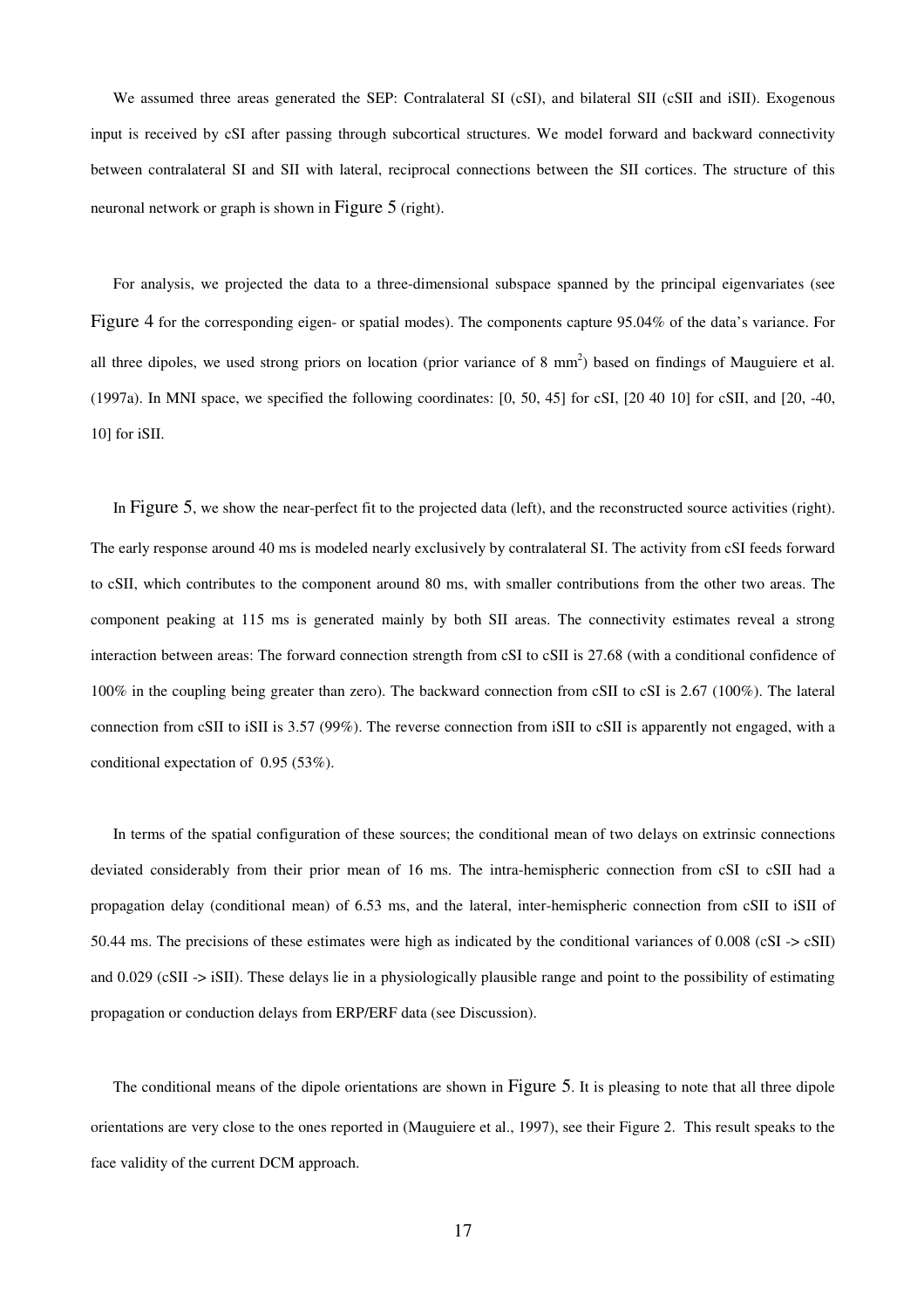We assumed three areas generated the SEP: Contralateral SI (cSI), and bilateral SII (cSII and iSII). Exogenous input is received by cSI after passing through subcortical structures. We model forward and backward connectivity between contralateral SI and SII with lateral, reciprocal connections between the SII cortices. The structure of this neuronal network or graph is shown in Figure 5 (right).

For analysis, we projected the data to a three-dimensional subspace spanned by the principal eigenvariates (see Figure 4 for the corresponding eigen- or spatial modes). The components capture 95.04% of the data's variance. For all three dipoles, we used strong priors on location (prior variance of 8 $mm^2$) based on findings of Mauguiere et al. (1997a). In MNI space, we specified the following coordinates: [0, 50, 45] for cSI, [20 40 10] for cSII, and [20, -40, 10] for iSII.

In Figure 5, we show the near-perfect fit to the projected data (left), and the reconstructed source activities (right). The early response around 40 ms is modeled nearly exclusively by contralateral SI. The activity from cSI feeds forward to cSII, which contributes to the component around 80 ms, with smaller contributions from the other two areas. The component peaking at 115 ms is generated mainly by both SII areas. The connectivity estimates reveal a strong interaction between areas: The forward connection strength from cSI to cSII is 27.68 (with a conditional confidence of 100% in the coupling being greater than zero). The backward connection from cSII to cSI is 2.67 (100%). The lateral connection from cSII to iSII is 3.57 (99%). The reverse connection from iSII to cSII is apparently not engaged, with a conditional expectation of 0.95 (53%).

In terms of the spatial configuration of these sources; the conditional mean of two delays on extrinsic connections deviated considerably from their prior mean of 16 ms. The intra-hemispheric connection from cSI to cSII had a propagation delay (conditional mean) of 6.53 ms, and the lateral, inter-hemispheric connection from cSII to iSII of 50.44 ms. The precisions of these estimates were high as indicated by the conditional variances of 0.008 (cSI -> cSII) and 0.029 (cSII -> iSII). These delays lie in a physiologically plausible range and point to the possibility of estimating propagation or conduction delays from ERP/ERF data (see Discussion).

The conditional means of the dipole orientations are shown in Figure 5. It is pleasing to note that all three dipole orientations are very close to the ones reported in (Mauguiere et al., 1997), see their Figure 2. This result speaks to the face validity of the current DCM approach.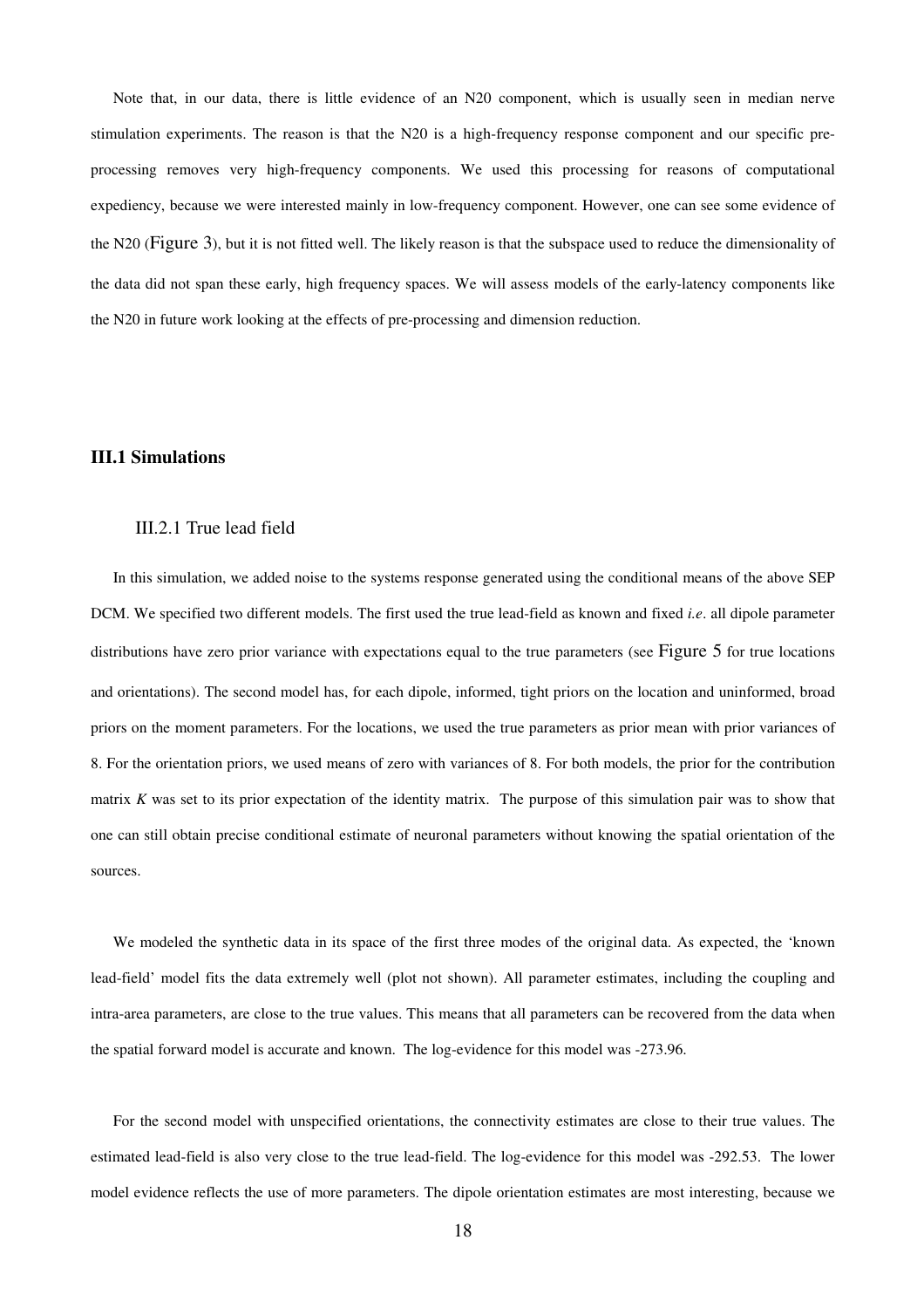Note that, in our data, there is little evidence of an N20 component, which is usually seen in median nerve stimulation experiments. The reason is that the N20 is a high-frequency response component and our specific pre-processing removes very high-frequency components. We used this processing for reasons of computational expediency, because we were interested mainly in low-frequency component. However, one can see some evidence of the N20 (Figure 3), but it is not fitted well. The likely reason is that the subspace used to reduce the dimensionality of the data did not span these early, high frequency spaces. We will assess models of the early-latency components like the N20 in future work looking at the effects of pre-processing and dimension reduction.

### III.1 Simulations

#### III.2.1 True lead field

In this simulation, we added noise to the systems response generated using the conditional means of the above SEP DCM. We specified two different models. The first used the true lead-field as known and fixed *i.e*. all dipole parameter distributions have zero prior variance with expectations equal to the true parameters (see Figure 5 for true locations and orientations). The second model has, for each dipole, informed, tight priors on the location and uninformed, broad priors on the moment parameters. For the locations, we used the true parameters as prior mean with prior variances of 8. For the orientation priors, we used means of zero with variances of 8. For both models, the prior for the contribution matrix $K$ was set to its prior expectation of the identity matrix. The purpose of this simulation pair was to show that one can still obtain precise conditional estimate of neuronal parameters without knowing the spatial orientation of the sources.

We modeled the synthetic data in its space of the first three modes of the original data. As expected, the 'known lead-field' model fits the data extremely well (plot not shown). All parameter estimates, including the coupling and intra-area parameters, are close to the true values. This means that all parameters can be recovered from the data when the spatial forward model is accurate and known. The log-evidence for this model was -273.96.

For the second model with unspecified orientations, the connectivity estimates are close to their true values. The estimated lead-field is also very close to the true lead-field. The log-evidence for this model was -292.53. The lower model evidence reflects the use of more parameters. The dipole orientation estimates are most interesting, because we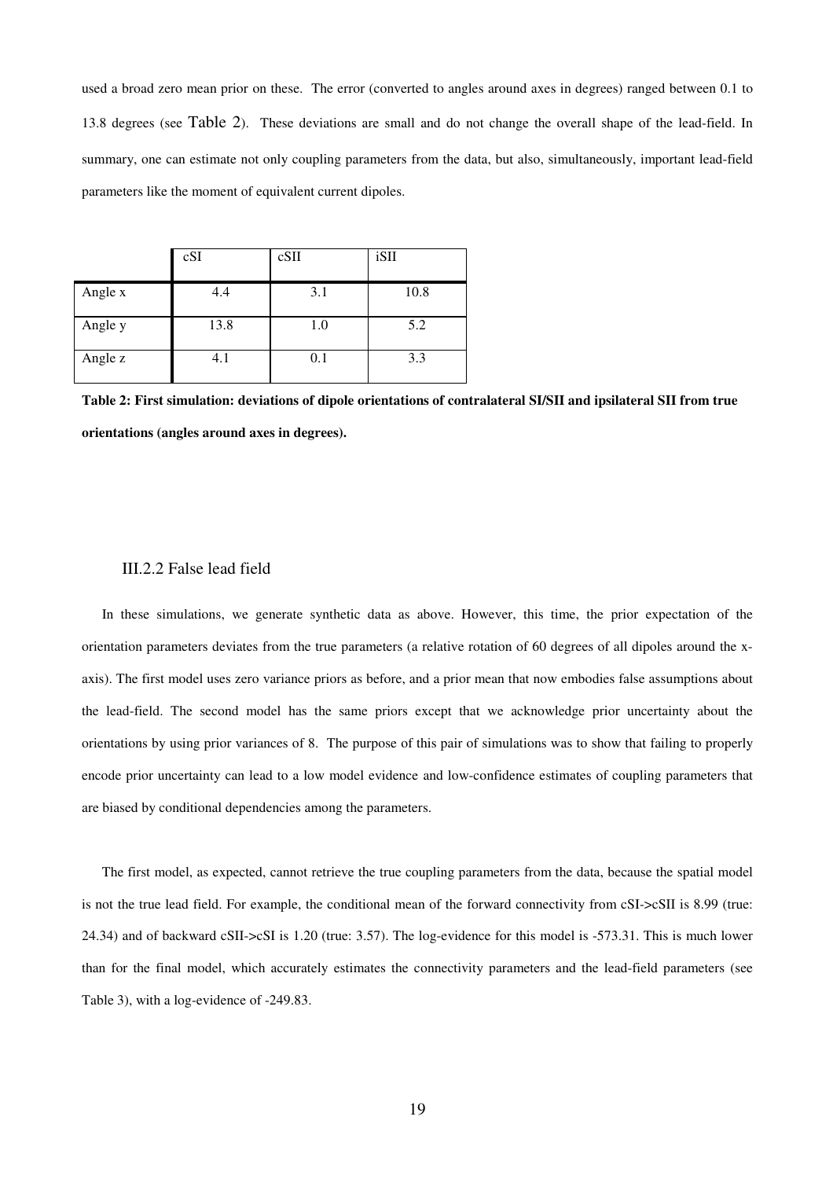used a broad zero mean prior on these. The error (converted to angles around axes in degrees) ranged between 0.1 to 13.8 degrees (see Table 2). These deviations are small and do not change the overall shape of the lead-field. In summary, one can estimate not only coupling parameters from the data, but also, simultaneously, important lead-field parameters like the moment of equivalent current dipoles.

| | cSI | cSII | iSII |
|---|---|---|---|
| Angle x | 4.4 | 3.1 | 10.8 |
| Angle y | 13.8 | 1.0 | 5.2 |
| Angle z | 4.1 | 0.1 | 3.3 |

**Table 2: First simulation: deviations of dipole orientations of contralateral SI/SII and ipsilateral SII from true orientations (angles around axes in degrees).**

### III.2.2 False lead field

In these simulations, we generate synthetic data as above. However, this time, the prior expectation of the orientation parameters deviates from the true parameters (a relative rotation of 60 degrees of all dipoles around the x-axis). The first model uses zero variance priors as before, and a prior mean that now embodies false assumptions about the lead-field. The second model has the same priors except that we acknowledge prior uncertainty about the orientations by using prior variances of 8. The purpose of this pair of simulations was to show that failing to properly encode prior uncertainty can lead to a low model evidence and low-confidence estimates of coupling parameters that are biased by conditional dependencies among the parameters.

The first model, as expected, cannot retrieve the true coupling parameters from the data, because the spatial model is not the true lead field. For example, the conditional mean of the forward connectivity from cSI->cSII is 8.99 (true: 24.34) and of backward cSII->cSI is 1.20 (true: 3.57). The log-evidence for this model is -573.31. This is much lower than for the final model, which accurately estimates the connectivity parameters and the lead-field parameters (see Table 3), with a log-evidence of -249.83.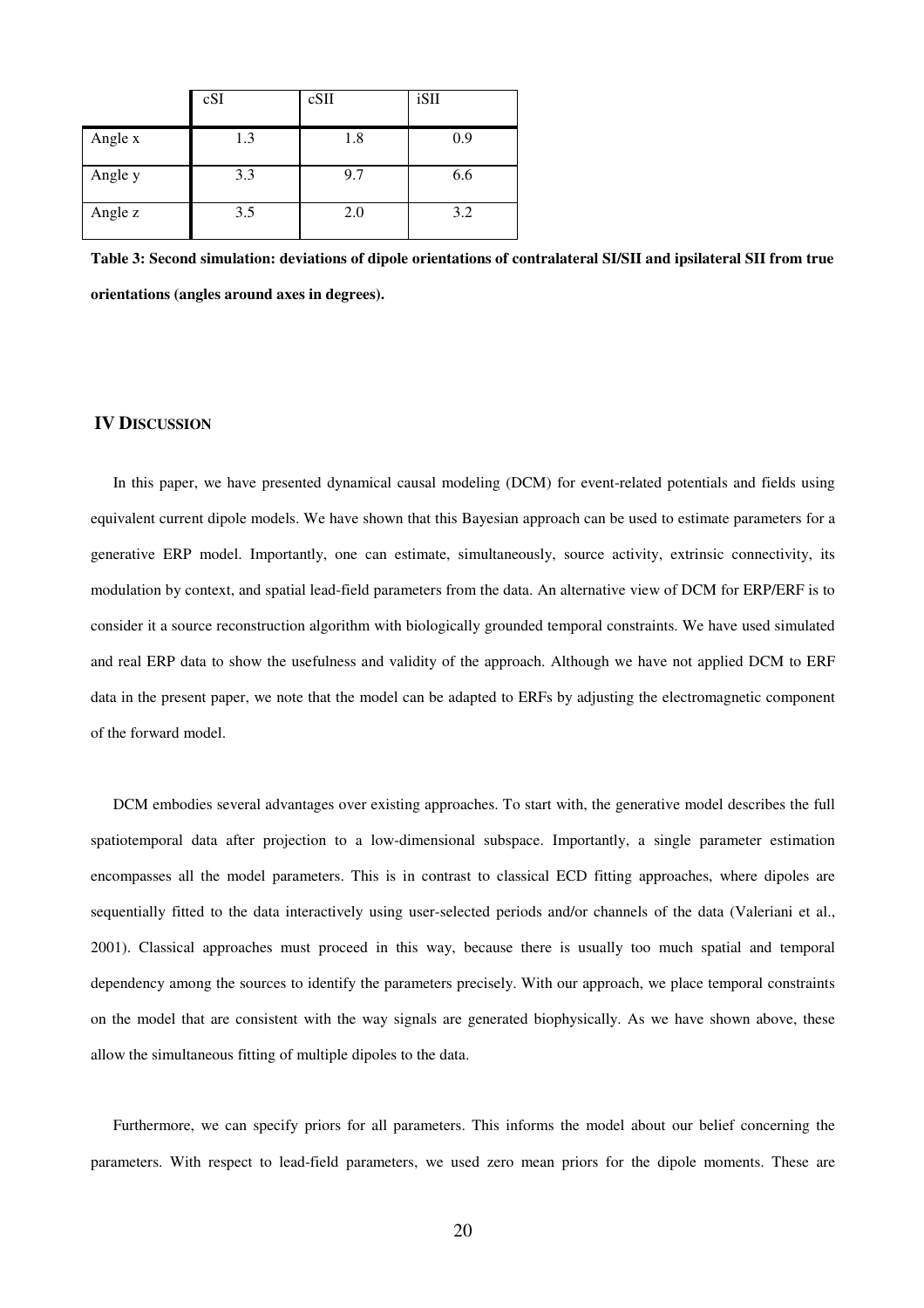| | cSI | cSII | iSII |
|---|---|---|---|
| Angle x | 1.3 | 1.8 | 0.9 |
| Angle y | 3.3 | 9.7 | 6.6 |
| Angle z | 3.5 | 2.0 | 3.2 |

**Table 3: Second simulation: deviations of dipole orientations of contralateral SI/SII and ipsilateral SII from true orientations (angles around axes in degrees).**

## IV DISCUSSION

In this paper, we have presented dynamical causal modeling (DCM) for event-related potentials and fields using equivalent current dipole models. We have shown that this Bayesian approach can be used to estimate parameters for a generative ERP model. Importantly, one can estimate, simultaneously, source activity, extrinsic connectivity, its modulation by context, and spatial lead-field parameters from the data. An alternative view of DCM for ERP/ERF is to consider it a source reconstruction algorithm with biologically grounded temporal constraints. We have used simulated and real ERP data to show the usefulness and validity of the approach. Although we have not applied DCM to ERF data in the present paper, we note that the model can be adapted to ERFs by adjusting the electromagnetic component of the forward model.

DCM embodies several advantages over existing approaches. To start with, the generative model describes the full spatiotemporal data after projection to a low-dimensional subspace. Importantly, a single parameter estimation encompasses all the model parameters. This is in contrast to classical ECD fitting approaches, where dipoles are sequentially fitted to the data interactively using user-selected periods and/or channels of the data (Valeriani et al., 2001). Classical approaches must proceed in this way, because there is usually too much spatial and temporal dependency among the sources to identify the parameters precisely. With our approach, we place temporal constraints on the model that are consistent with the way signals are generated biophysically. As we have shown above, these allow the simultaneous fitting of multiple dipoles to the data.

Furthermore, we can specify priors for all parameters. This informs the model about our belief concerning the parameters. With respect to lead-field parameters, we used zero mean priors for the dipole moments. These are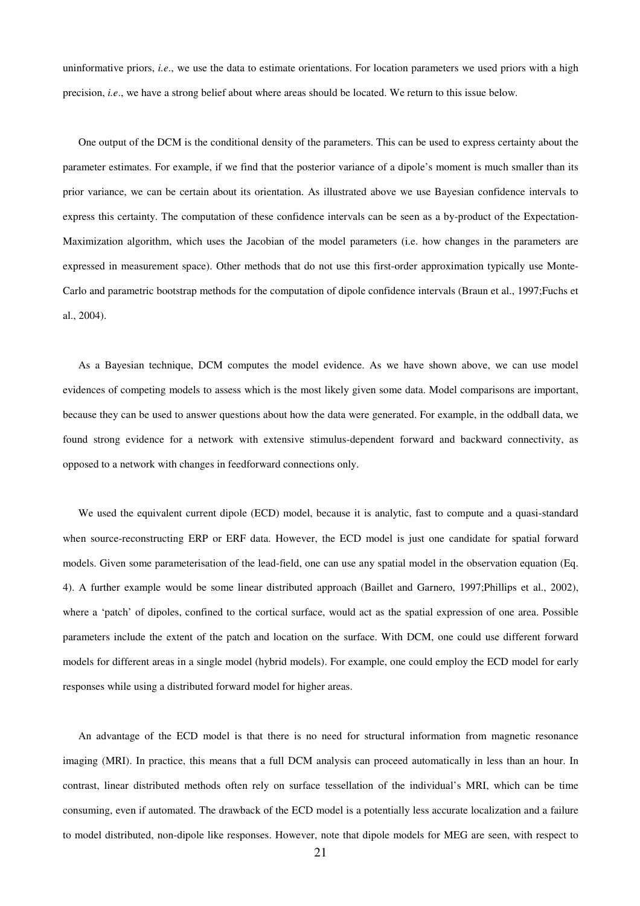uninformative priors, *i.e*., we use the data to estimate orientations. For location parameters we used priors with a high precision, *i.e*., we have a strong belief about where areas should be located. We return to this issue below.

One output of the DCM is the conditional density of the parameters. This can be used to express certainty about the parameter estimates. For example, if we find that the posterior variance of a dipole's moment is much smaller than its prior variance, we can be certain about its orientation. As illustrated above we use Bayesian confidence intervals to express this certainty. The computation of these confidence intervals can be seen as a by-product of the Expectation-Maximization algorithm, which uses the Jacobian of the model parameters (i.e. how changes in the parameters are expressed in measurement space). Other methods that do not use this first-order approximation typically use Monte-Carlo and parametric bootstrap methods for the computation of dipole confidence intervals (Braun et al., 1997;Fuchs et al., 2004).

As a Bayesian technique, DCM computes the model evidence. As we have shown above, we can use model evidences of competing models to assess which is the most likely given some data. Model comparisons are important, because they can be used to answer questions about how the data were generated. For example, in the oddball data, we found strong evidence for a network with extensive stimulus-dependent forward and backward connectivity, as opposed to a network with changes in feedforward connections only.

We used the equivalent current dipole (ECD) model, because it is analytic, fast to compute and a quasi-standard when source-reconstructing ERP or ERF data. However, the ECD model is just one candidate for spatial forward models. Given some parameterisation of the lead-field, one can use any spatial model in the observation equation (Eq. 4). A further example would be some linear distributed approach (Baillet and Garnero, 1997;Phillips et al., 2002), where a 'patch' of dipoles, confined to the cortical surface, would act as the spatial expression of one area. Possible parameters include the extent of the patch and location on the surface. With DCM, one could use different forward models for different areas in a single model (hybrid models). For example, one could employ the ECD model for early responses while using a distributed forward model for higher areas.

An advantage of the ECD model is that there is no need for structural information from magnetic resonance imaging (MRI). In practice, this means that a full DCM analysis can proceed automatically in less than an hour. In contrast, linear distributed methods often rely on surface tessellation of the individual's MRI, which can be time consuming, even if automated. The drawback of the ECD model is a potentially less accurate localization and a failure to model distributed, non-dipole like responses. However, note that dipole models for MEG are seen, with respect to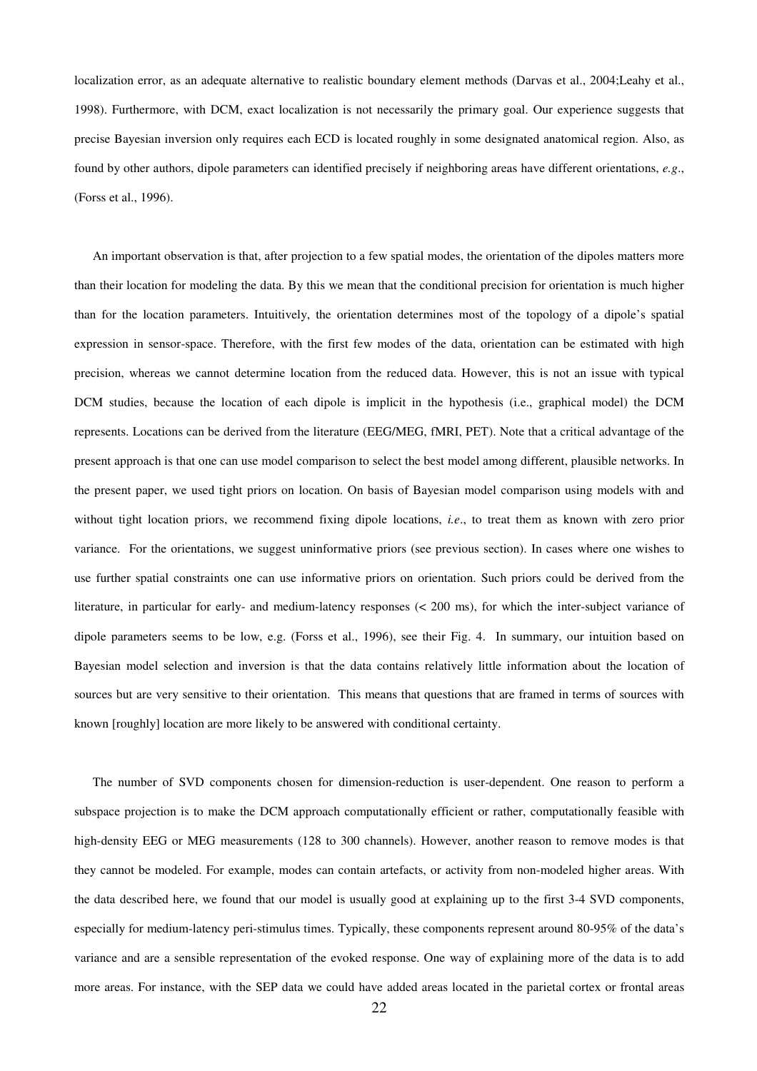localization error, as an adequate alternative to realistic boundary element methods (Darvas et al., 2004;Leahy et al., 1998). Furthermore, with DCM, exact localization is not necessarily the primary goal. Our experience suggests that precise Bayesian inversion only requires each ECD is located roughly in some designated anatomical region. Also, as found by other authors, dipole parameters can identified precisely if neighboring areas have different orientations, *e.g*., (Forss et al., 1996).

An important observation is that, after projection to a few spatial modes, the orientation of the dipoles matters more than their location for modeling the data. By this we mean that the conditional precision for orientation is much higher than for the location parameters. Intuitively, the orientation determines most of the topology of a dipole's spatial expression in sensor-space. Therefore, with the first few modes of the data, orientation can be estimated with high precision, whereas we cannot determine location from the reduced data. However, this is not an issue with typical DCM studies, because the location of each dipole is implicit in the hypothesis (i.e., graphical model) the DCM represents. Locations can be derived from the literature (EEG/MEG, fMRI, PET). Note that a critical advantage of the present approach is that one can use model comparison to select the best model among different, plausible networks. In the present paper, we used tight priors on location. On basis of Bayesian model comparison using models with and without tight location priors, we recommend fixing dipole locations, *i.e*., to treat them as known with zero prior variance. For the orientations, we suggest uninformative priors (see previous section). In cases where one wishes to use further spatial constraints one can use informative priors on orientation. Such priors could be derived from the literature, in particular for early- and medium-latency responses (< 200 ms), for which the inter-subject variance of dipole parameters seems to be low, e.g. (Forss et al., 1996), see their Fig. 4. In summary, our intuition based on Bayesian model selection and inversion is that the data contains relatively little information about the location of sources but are very sensitive to their orientation. This means that questions that are framed in terms of sources with known [roughly] location are more likely to be answered with conditional certainty.

The number of SVD components chosen for dimension-reduction is user-dependent. One reason to perform a subspace projection is to make the DCM approach computationally efficient or rather, computationally feasible with high-density EEG or MEG measurements (128 to 300 channels). However, another reason to remove modes is that they cannot be modeled. For example, modes can contain artefacts, or activity from non-modeled higher areas. With the data described here, we found that our model is usually good at explaining up to the first 3-4 SVD components, especially for medium-latency peri-stimulus times. Typically, these components represent around 80-95% of the data's variance and are a sensible representation of the evoked response. One way of explaining more of the data is to add more areas. For instance, with the SEP data we could have added areas located in the parietal cortex or frontal areas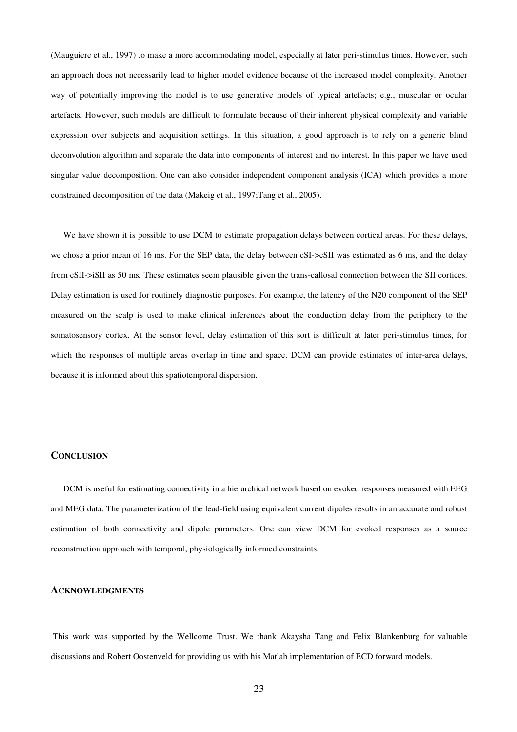(Mauguiere et al., 1997) to make a more accommodating model, especially at later peri-stimulus times. However, such an approach does not necessarily lead to higher model evidence because of the increased model complexity. Another way of potentially improving the model is to use generative models of typical artefacts; e.g., muscular or ocular artefacts. However, such models are difficult to formulate because of their inherent physical complexity and variable expression over subjects and acquisition settings. In this situation, a good approach is to rely on a generic blind deconvolution algorithm and separate the data into components of interest and no interest. In this paper we have used singular value decomposition. One can also consider independent component analysis (ICA) which provides a more constrained decomposition of the data (Makeig et al., 1997;Tang et al., 2005).

We have shown it is possible to use DCM to estimate propagation delays between cortical areas. For these delays, we chose a prior mean of 16 ms. For the SEP data, the delay between cSI->cSII was estimated as 6 ms, and the delay from cSII->iSII as 50 ms. These estimates seem plausible given the trans-callosal connection between the SII cortices. Delay estimation is used for routinely diagnostic purposes. For example, the latency of the N20 component of the SEP measured on the scalp is used to make clinical inferences about the conduction delay from the periphery to the somatosensory cortex. At the sensor level, delay estimation of this sort is difficult at later peri-stimulus times, for which the responses of multiple areas overlap in time and space. DCM can provide estimates of inter-area delays, because it is informed about this spatiotemporal dispersion.

## CONCLUSION

DCM is useful for estimating connectivity in a hierarchical network based on evoked responses measured with EEG and MEG data. The parameterization of the lead-field using equivalent current dipoles results in an accurate and robust estimation of both connectivity and dipole parameters. One can view DCM for evoked responses as a source reconstruction approach with temporal, physiologically informed constraints.

## ACKNOWLEDGMENTS

This work was supported by the Wellcome Trust. We thank Akaysha Tang and Felix Blankenburg for valuable discussions and Robert Oostenveld for providing us with his Matlab implementation of ECD forward models.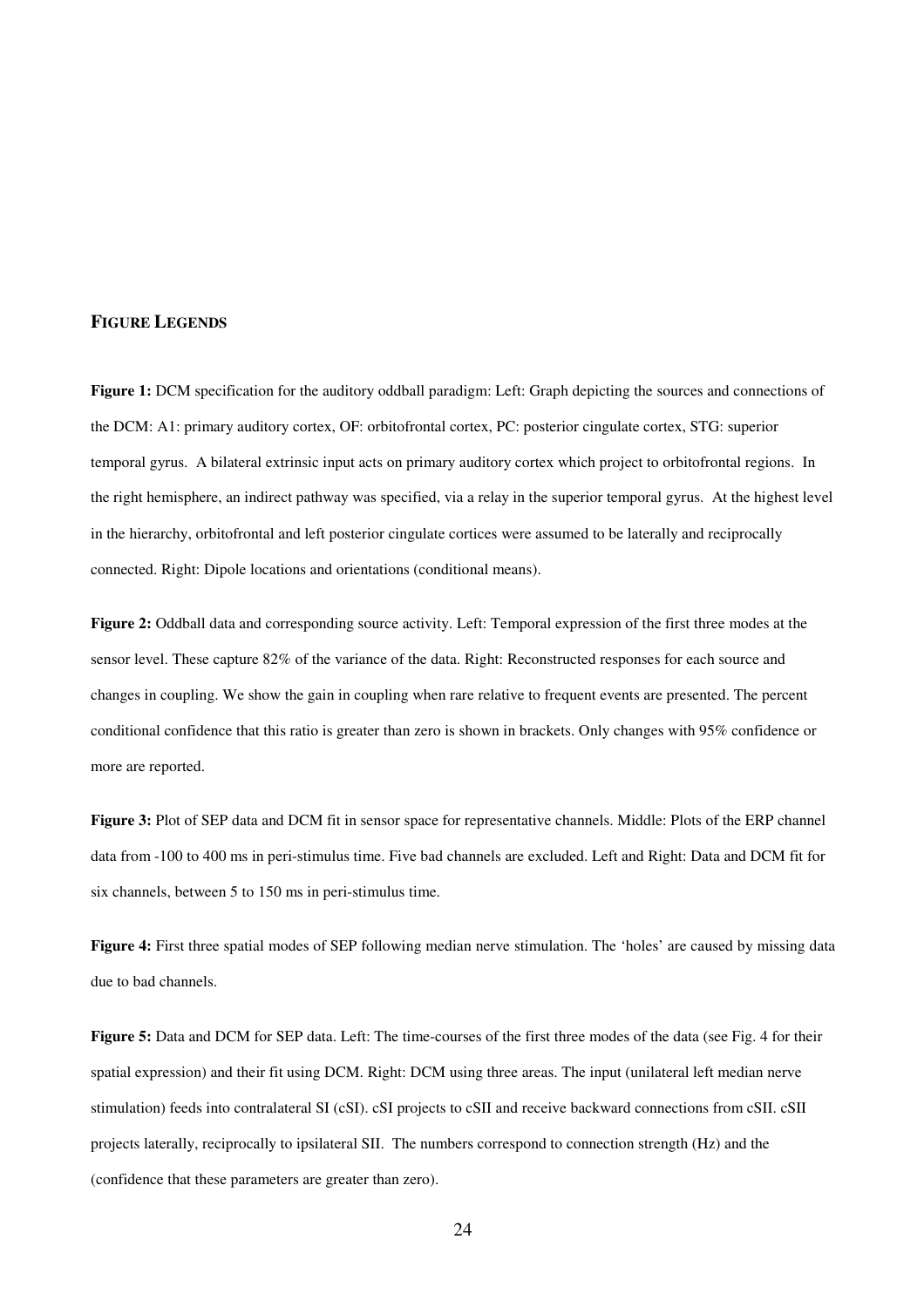## FIGURE LEGENDS

**Figure 1:** DCM specification for the auditory oddball paradigm: Left: Graph depicting the sources and connections of the DCM: A1: primary auditory cortex, OF: orbitofrontal cortex, PC: posterior cingulate cortex, STG: superior temporal gyrus. A bilateral extrinsic input acts on primary auditory cortex which project to orbitofrontal regions. In the right hemisphere, an indirect pathway was specified, via a relay in the superior temporal gyrus. At the highest level in the hierarchy, orbitofrontal and left posterior cingulate cortices were assumed to be laterally and reciprocally connected. Right: Dipole locations and orientations (conditional means).

**Figure 2:** Oddball data and corresponding source activity. Left: Temporal expression of the first three modes at the sensor level. These capture 82% of the variance of the data. Right: Reconstructed responses for each source and changes in coupling. We show the gain in coupling when rare relative to frequent events are presented. The percent conditional confidence that this ratio is greater than zero is shown in brackets. Only changes with 95% confidence or more are reported.

**Figure 3:** Plot of SEP data and DCM fit in sensor space for representative channels. Middle: Plots of the ERP channel data from -100 to 400 ms in peri-stimulus time. Five bad channels are excluded. Left and Right: Data and DCM fit for six channels, between 5 to 150 ms in peri-stimulus time.

**Figure 4:** First three spatial modes of SEP following median nerve stimulation. The 'holes' are caused by missing data due to bad channels.

**Figure 5:** Data and DCM for SEP data. Left: The time-courses of the first three modes of the data (see Fig. 4 for their spatial expression) and their fit using DCM. Right: DCM using three areas. The input (unilateral left median nerve stimulation) feeds into contralateral SI (cSI). cSI projects to cSII and receive backward connections from cSII. cSII projects laterally, reciprocally to ipsilateral SII. The numbers correspond to connection strength (Hz) and the (confidence that these parameters are greater than zero).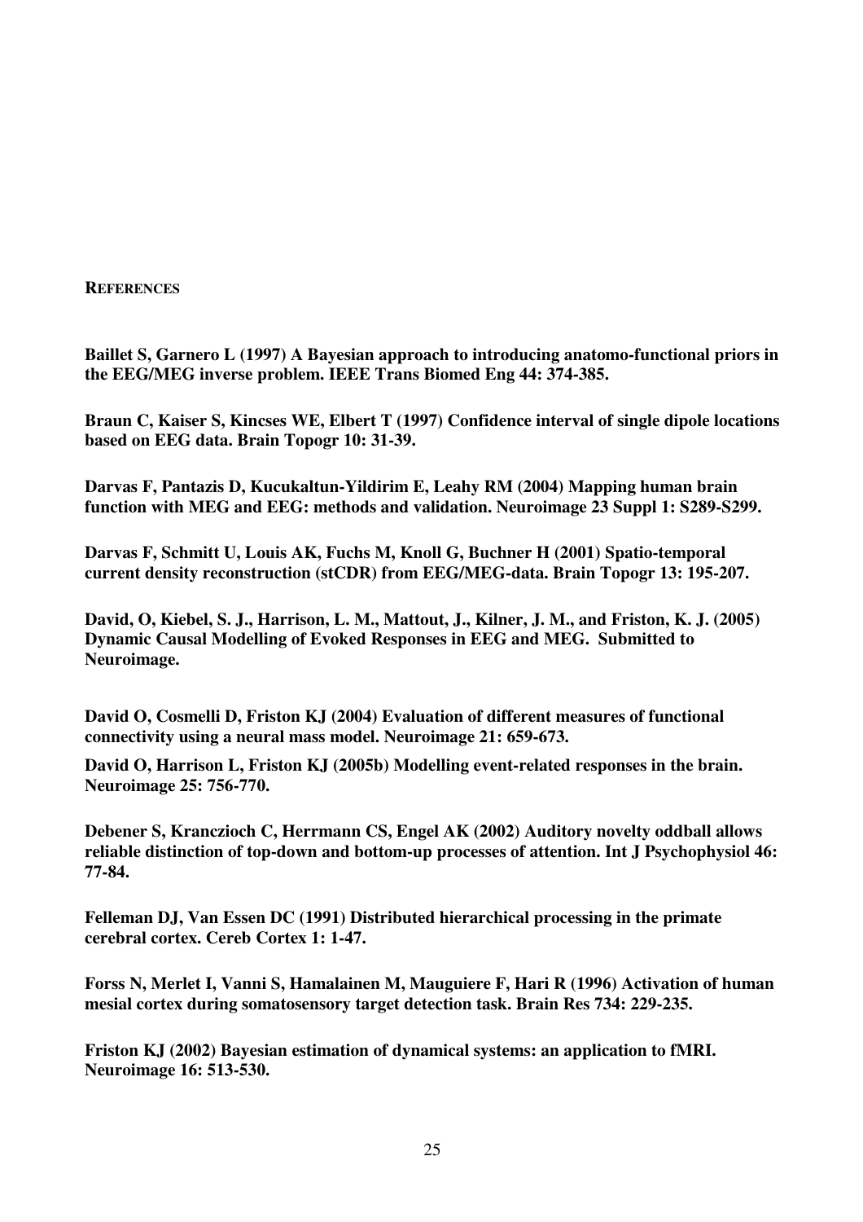## REFERENCES

**Baillet S, Garnero L (1997) A Bayesian approach to introducing anatomo-functional priors in the EEG/MEG inverse problem. IEEE Trans Biomed Eng 44: 374-385.**

**Braun C, Kaiser S, Kincses WE, Elbert T (1997) Confidence interval of single dipole locations based on EEG data. Brain Topogr 10: 31-39.**

**Darvas F, Pantazis D, Kucukaltun-Yildirim E, Leahy RM (2004) Mapping human brain function with MEG and EEG: methods and validation. Neuroimage 23 Suppl 1: S289-S299.**

**Darvas F, Schmitt U, Louis AK, Fuchs M, Knoll G, Buchner H (2001) Spatio-temporal current density reconstruction (stCDR) from EEG/MEG-data. Brain Topogr 13: 195-207.**

**David, O, Kiebel, S. J., Harrison, L. M., Mattout, J., Kilner, J. M., and Friston, K. J. (2005) Dynamic Causal Modelling of Evoked Responses in EEG and MEG. Submitted to Neuroimage.**

**David O, Cosmelli D, Friston KJ (2004) Evaluation of different measures of functional connectivity using a neural mass model. Neuroimage 21: 659-673.**

**David O, Harrison L, Friston KJ (2005b) Modelling event-related responses in the brain. Neuroimage 25: 756-770.**

**Debener S, Kranczioch C, Herrmann CS, Engel AK (2002) Auditory novelty oddball allows reliable distinction of top-down and bottom-up processes of attention. Int J Psychophysiol 46: 77-84.**

**Felleman DJ, Van Essen DC (1991) Distributed hierarchical processing in the primate cerebral cortex. Cereb Cortex 1: 1-47.**

**Forss N, Merlet I, Vanni S, Hamalainen M, Mauguiere F, Hari R (1996) Activation of human mesial cortex during somatosensory target detection task. Brain Res 734: 229-235.**

**Friston KJ (2002) Bayesian estimation of dynamical systems: an application to fMRI. Neuroimage 16: 513-530.**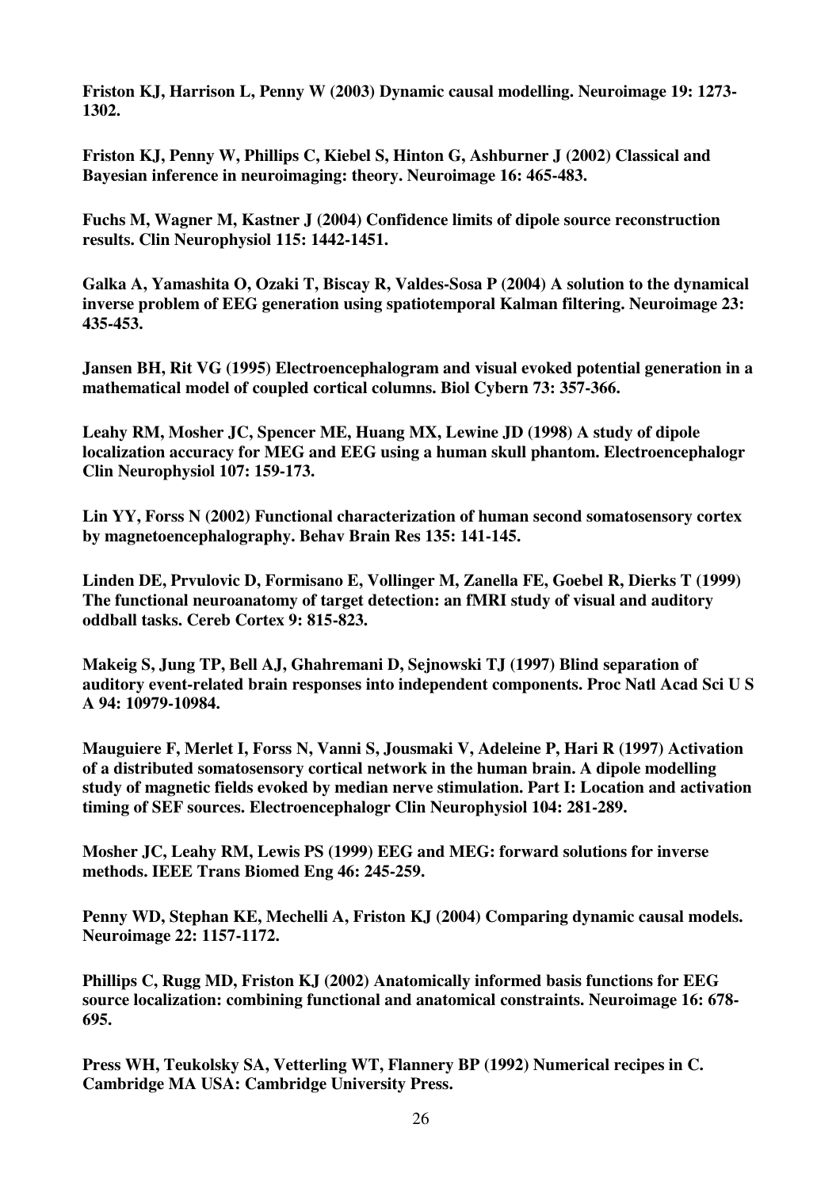**Friston KJ, Harrison L, Penny W (2003) Dynamic causal modelling. Neuroimage 19: 1273-1302.**

**Friston KJ, Penny W, Phillips C, Kiebel S, Hinton G, Ashburner J (2002) Classical and Bayesian inference in neuroimaging: theory. Neuroimage 16: 465-483.**

**Fuchs M, Wagner M, Kastner J (2004) Confidence limits of dipole source reconstruction results. Clin Neurophysiol 115: 1442-1451.**

**Galka A, Yamashita O, Ozaki T, Biscay R, Valdes-Sosa P (2004) A solution to the dynamical inverse problem of EEG generation using spatiotemporal Kalman filtering. Neuroimage 23: 435-453.**

**Jansen BH, Rit VG (1995) Electroencephalogram and visual evoked potential generation in a mathematical model of coupled cortical columns. Biol Cybern 73: 357-366.**

**Leahy RM, Mosher JC, Spencer ME, Huang MX, Lewine JD (1998) A study of dipole localization accuracy for MEG and EEG using a human skull phantom. Electroencephalogr Clin Neurophysiol 107: 159-173.**

**Lin YY, Forss N (2002) Functional characterization of human second somatosensory cortex by magnetoencephalography. Behav Brain Res 135: 141-145.**

**Linden DE, Prvulovic D, Formisano E, Vollinger M, Zanella FE, Goebel R, Dierks T (1999) The functional neuroanatomy of target detection: an fMRI study of visual and auditory oddball tasks. Cereb Cortex 9: 815-823.**

**Makeig S, Jung TP, Bell AJ, Ghahremani D, Sejnowski TJ (1997) Blind separation of auditory event-related brain responses into independent components. Proc Natl Acad Sci U S A 94: 10979-10984.**

**Mauguiere F, Merlet I, Forss N, Vanni S, Jousmaki V, Adeleine P, Hari R (1997) Activation of a distributed somatosensory cortical network in the human brain. A dipole modelling study of magnetic fields evoked by median nerve stimulation. Part I: Location and activation timing of SEF sources. Electroencephalogr Clin Neurophysiol 104: 281-289.**

**Mosher JC, Leahy RM, Lewis PS (1999) EEG and MEG: forward solutions for inverse methods. IEEE Trans Biomed Eng 46: 245-259.**

**Penny WD, Stephan KE, Mechelli A, Friston KJ (2004) Comparing dynamic causal models. Neuroimage 22: 1157-1172.**

**Phillips C, Rugg MD, Friston KJ (2002) Anatomically informed basis functions for EEG source localization: combining functional and anatomical constraints. Neuroimage 16: 678-695.**

**Press WH, Teukolsky SA, Vetterling WT, Flannery BP (1992) Numerical recipes in C. Cambridge MA USA: Cambridge University Press.**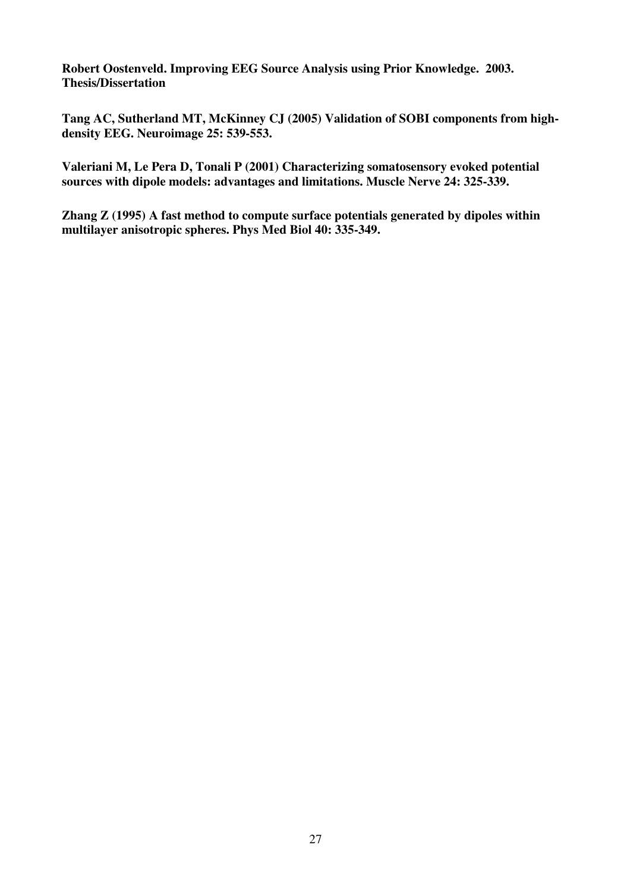**Robert Oostenveld. Improving EEG Source Analysis using Prior Knowledge. 2003. Thesis/Dissertation**

**Tang AC, Sutherland MT, McKinney CJ (2005) Validation of SOBI components from high-density EEG. Neuroimage 25: 539-553.**

**Valeriani M, Le Pera D, Tonali P (2001) Characterizing somatosensory evoked potential sources with dipole models: advantages and limitations. Muscle Nerve 24: 325-339.**

**Zhang Z (1995) A fast method to compute surface potentials generated by dipoles within multilayer anisotropic spheres. Phys Med Biol 40: 335-349.**